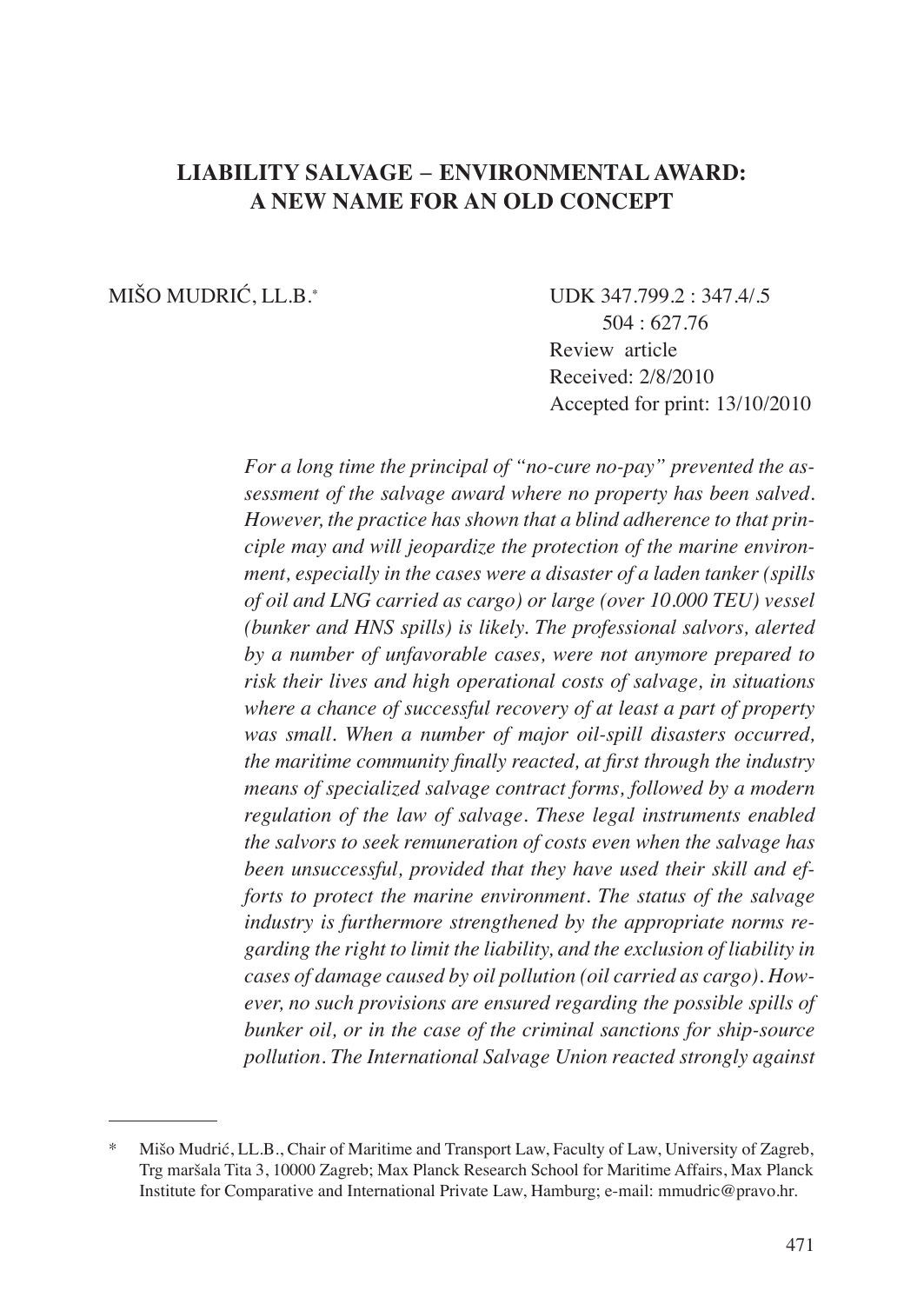# LIABILITY SALVAGE – ENVIRONMENTAL AWARD: A NEW NAME FOR AN OLD CONCEPT

MIŠO MUDRIĆ, LL.B.*

UDK 347.799.2 : 347.4/.5
504 : 627.76
Review article
Received: 2/8/2010
Accepted for print: 13/10/2010

*For a long time the principal of "no-cure no-pay" prevented the assessment of the salvage award where no property has been salved. However, the practice has shown that a blind adherence to that principle may and will jeopardize the protection of the marine environment, especially in the cases were a disaster of a laden tanker (spills of oil and LNG carried as cargo) or large (over 10.000 TEU) vessel (bunker and HNS spills) is likely. The professional salvors, alerted by a number of unfavorable cases, were not anymore prepared to risk their lives and high operational costs of salvage, in situations where a chance of successful recovery of at least a part of property was small. When a number of major oil-spill disasters occurred, the maritime community finally reacted, at first through the industry means of specialized salvage contract forms, followed by a modern regulation of the law of salvage. These legal instruments enabled the salvors to seek remuneration of costs even when the salvage has been unsuccessful, provided that they have used their skill and efforts to protect the marine environment. The status of the salvage industry is furthermore strengthened by the appropriate norms regarding the right to limit the liability, and the exclusion of liability in cases of damage caused by oil pollution (oil carried as cargo). However, no such provisions are ensured regarding the possible spills of bunker oil, or in the case of the criminal sanctions for ship-source pollution. The International Salvage Union reacted strongly against*

---

\* Mišo Mudrić, LL.B., Chair of Maritime and Transport Law, Faculty of Law, University of Zagreb, Trg maršala Tita 3, 10000 Zagreb; Max Planck Research School for Maritime Affairs, Max Planck Institute for Comparative and International Private Law, Hamburg; e-mail: mmudric@pravo.hr.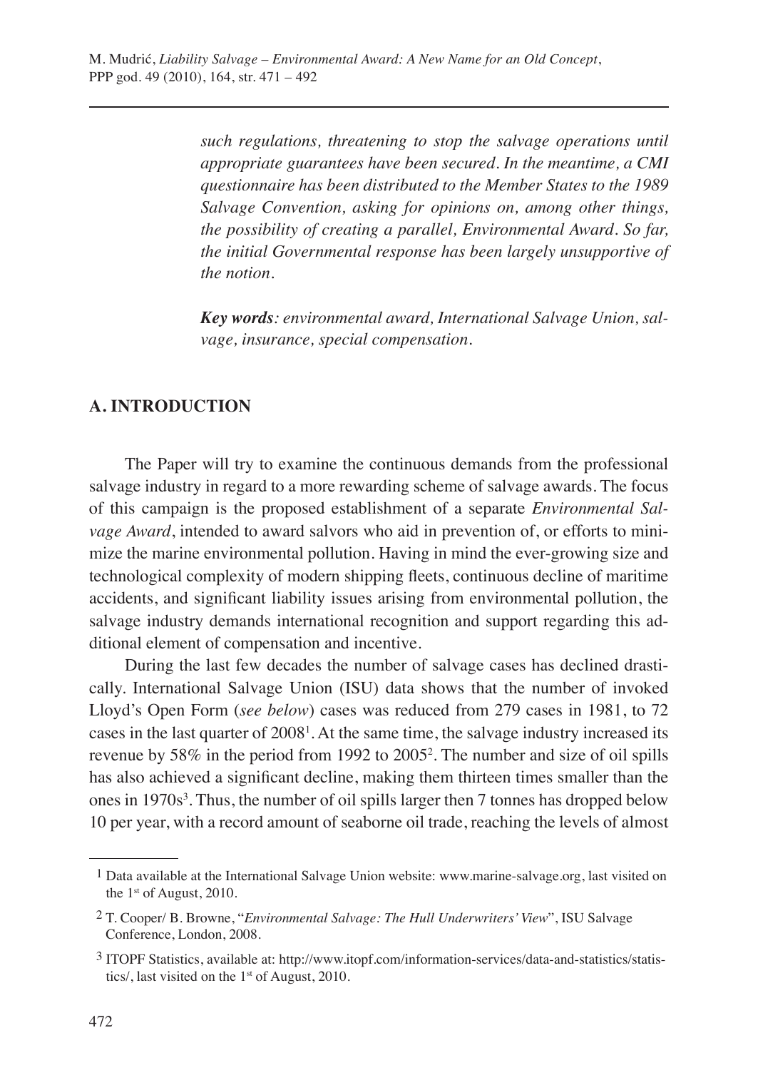*such regulations, threatening to stop the salvage operations until appropriate guarantees have been secured. In the meantime, a CMI questionnaire has been distributed to the Member States to the 1989 Salvage Convention, asking for opinions on, among other things, the possibility of creating a parallel, Environmental Award. So far, the initial Governmental response has been largely unsupportive of the notion.*

***Key words****: environmental award, International Salvage Union, salvage, insurance, special compensation.*

## A. INTRODUCTION

The Paper will try to examine the continuous demands from the professional salvage industry in regard to a more rewarding scheme of salvage awards. The focus of this campaign is the proposed establishment of a separate *Environmental Salvage Award*, intended to award salvors who aid in prevention of, or efforts to minimize the marine environmental pollution. Having in mind the ever-growing size and technological complexity of modern shipping fleets, continuous decline of maritime accidents, and significant liability issues arising from environmental pollution, the salvage industry demands international recognition and support regarding this additional element of compensation and incentive.

During the last few decades the number of salvage cases has declined drastically. International Salvage Union (ISU) data shows that the number of invoked Lloyd's Open Form (*see below*) cases was reduced from 279 cases in 1981, to 72 cases in the last quarter of 2008[1]. At the same time, the salvage industry increased its revenue by 58% in the period from 1992 to 2005[2]. The number and size of oil spills has also achieved a significant decline, making them thirteen times smaller than the ones in 1970s[3]. Thus, the number of oil spills larger then 7 tonnes has dropped below 10 per year, with a record amount of seaborne oil trade, reaching the levels of almost

[1] Data available at the International Salvage Union website: www.marine-salvage.org, last visited on the 1st of August, 2010.

[2] T. Cooper/ B. Browne, "*Environmental Salvage: The Hull Underwriters' View*", ISU Salvage Conference, London, 2008.

[3] ITOPF Statistics, available at: http://www.itopf.com/information-services/data-and-statistics/statistics/, last visited on the 1st of August, 2010.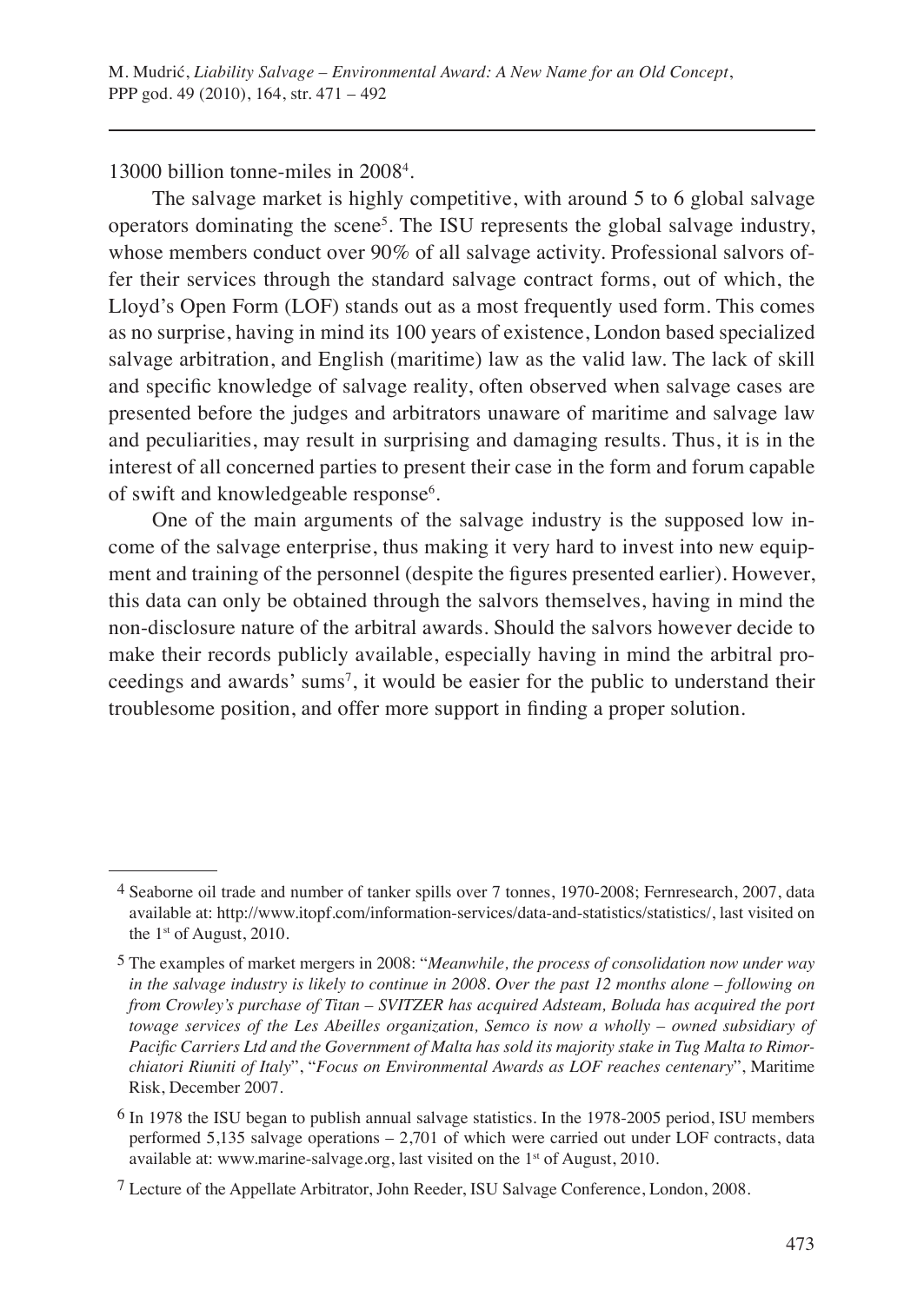13000 billion tonne-miles in 2008[4].

The salvage market is highly competitive, with around 5 to 6 global salvage operators dominating the scene[5]. The ISU represents the global salvage industry, whose members conduct over 90% of all salvage activity. Professional salvors offer their services through the standard salvage contract forms, out of which, the Lloyd's Open Form (LOF) stands out as a most frequently used form. This comes as no surprise, having in mind its 100 years of existence, London based specialized salvage arbitration, and English (maritime) law as the valid law. The lack of skill and specific knowledge of salvage reality, often observed when salvage cases are presented before the judges and arbitrators unaware of maritime and salvage law and peculiarities, may result in surprising and damaging results. Thus, it is in the interest of all concerned parties to present their case in the form and forum capable of swift and knowledgeable response[6].

One of the main arguments of the salvage industry is the supposed low income of the salvage enterprise, thus making it very hard to invest into new equipment and training of the personnel (despite the figures presented earlier). However, this data can only be obtained through the salvors themselves, having in mind the non-disclosure nature of the arbitral awards. Should the salvors however decide to make their records publicly available, especially having in mind the arbitral proceedings and awards' sums[7], it would be easier for the public to understand their troublesome position, and offer more support in finding a proper solution.

---

4 Seaborne oil trade and number of tanker spills over 7 tonnes, 1970-2008; Fernresearch, 2007, data available at: http://www.itopf.com/information-services/data-and-statistics/statistics/, last visited on the 1st of August, 2010.

5 The examples of market mergers in 2008: "*Meanwhile, the process of consolidation now under way in the salvage industry is likely to continue in 2008. Over the past 12 months alone – following on from Crowley's purchase of Titan – SVITZER has acquired Adsteam, Boluda has acquired the port towage services of the Les Abeilles organization, Semco is now a wholly – owned subsidiary of Pacific Carriers Ltd and the Government of Malta has sold its majority stake in Tug Malta to Rimorchiatori Riuniti of Italy*", "*Focus on Environmental Awards as LOF reaches centenary*", Maritime Risk, December 2007.

6 In 1978 the ISU began to publish annual salvage statistics. In the 1978-2005 period, ISU members performed 5,135 salvage operations – 2,701 of which were carried out under LOF contracts, data available at: www.marine-salvage.org, last visited on the 1st of August, 2010.

7 Lecture of the Appellate Arbitrator, John Reeder, ISU Salvage Conference, London, 2008.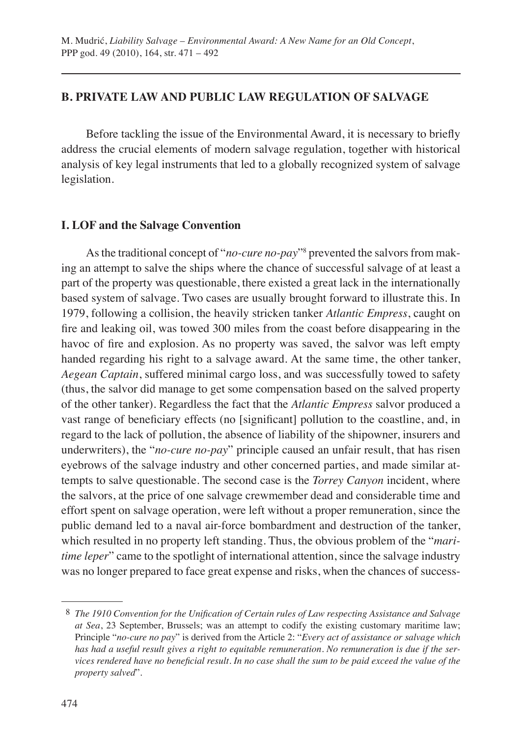## B. PRIVATE LAW AND PUBLIC LAW REGULATION OF SALVAGE

Before tackling the issue of the Environmental Award, it is necessary to briefly address the crucial elements of modern salvage regulation, together with historical analysis of key legal instruments that led to a globally recognized system of salvage legislation.

### I. LOF and the Salvage Convention

As the traditional concept of "*no-cure no-pay*"[8] prevented the salvors from making an attempt to salve the ships where the chance of successful salvage of at least a part of the property was questionable, there existed a great lack in the internationally based system of salvage. Two cases are usually brought forward to illustrate this. In 1979, following a collision, the heavily stricken tanker *Atlantic Empress*, caught on fire and leaking oil, was towed 300 miles from the coast before disappearing in the havoc of fire and explosion. As no property was saved, the salvor was left empty handed regarding his right to a salvage award. At the same time, the other tanker, *Aegean Captain*, suffered minimal cargo loss, and was successfully towed to safety (thus, the salvor did manage to get some compensation based on the salved property of the other tanker). Regardless the fact that the *Atlantic Empress* salvor produced a vast range of beneficiary effects (no [significant] pollution to the coastline, and, in regard to the lack of pollution, the absence of liability of the shipowner, insurers and underwriters), the "*no-cure no-pay*" principle caused an unfair result, that has risen eyebrows of the salvage industry and other concerned parties, and made similar attempts to salve questionable. The second case is the *Torrey Canyon* incident, where the salvors, at the price of one salvage crewmember dead and considerable time and effort spent on salvage operation, were left without a proper remuneration, since the public demand led to a naval air-force bombardment and destruction of the tanker, which resulted in no property left standing. Thus, the obvious problem of the "*maritime leper*" came to the spotlight of international attention, since the salvage industry was no longer prepared to face great expense and risks, when the chances of success-

---

[8] *The 1910 Convention for the Unification of Certain rules of Law respecting Assistance and Salvage at Sea*, 23 September, Brussels; was an attempt to codify the existing customary maritime law; Principle "*no-cure no pay*" is derived from the Article 2: "*Every act of assistance or salvage which has had a useful result gives a right to equitable remuneration. No remuneration is due if the services rendered have no beneficial result. In no case shall the sum to be paid exceed the value of the property salved*".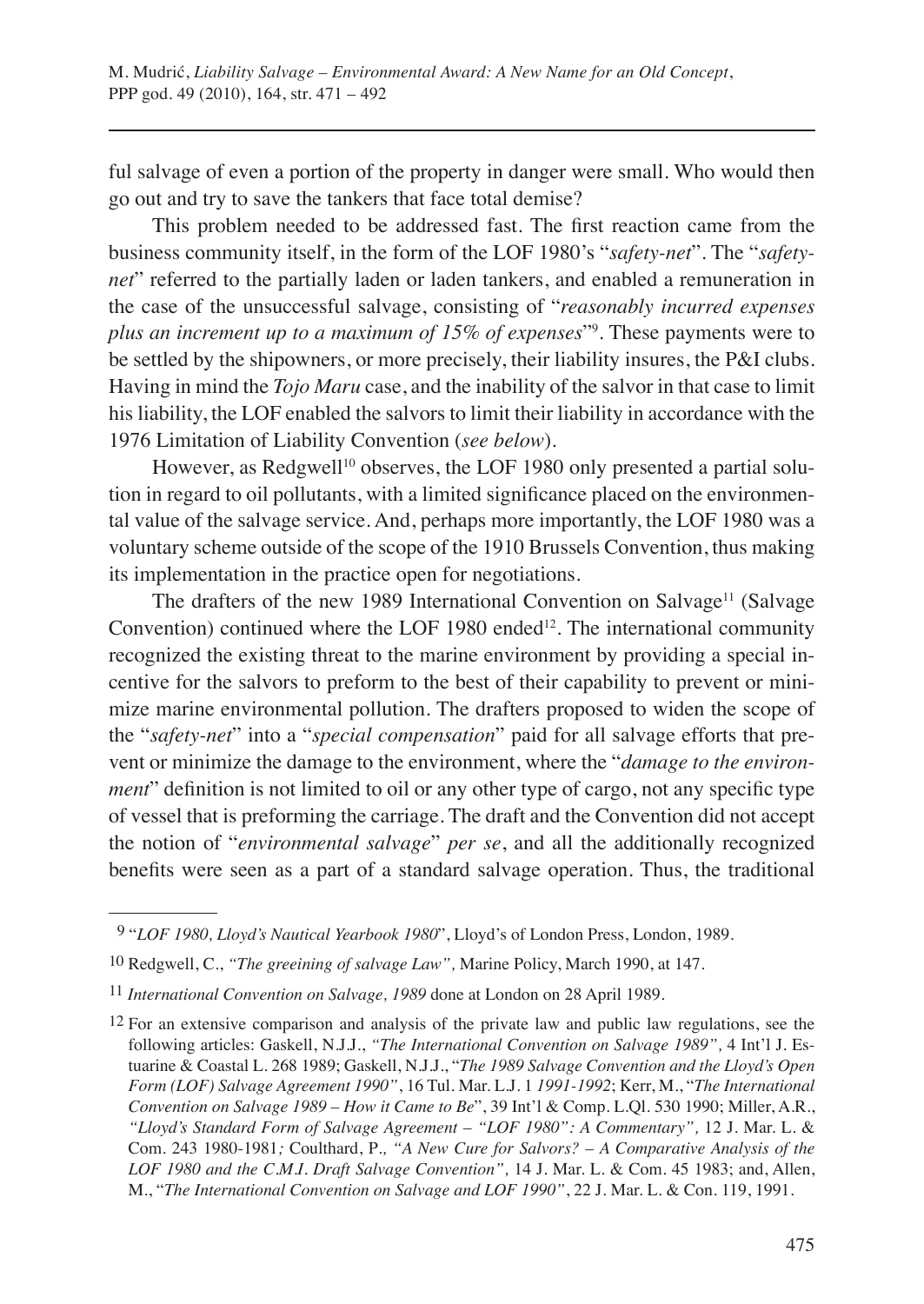ful salvage of even a portion of the property in danger were small. Who would then go out and try to save the tankers that face total demise?

This problem needed to be addressed fast. The first reaction came from the business community itself, in the form of the LOF 1980's "*safety-net*". The "*safety-net*" referred to the partially laden or laden tankers, and enabled a remuneration in the case of the unsuccessful salvage, consisting of "*reasonably incurred expenses plus an increment up to a maximum of 15% of expenses*"[9]. These payments were to be settled by the shipowners, or more precisely, their liability insures, the P&I clubs. Having in mind the *Tojo Maru* case, and the inability of the salvor in that case to limit his liability, the LOF enabled the salvors to limit their liability in accordance with the 1976 Limitation of Liability Convention (*see below*).

However, as Redgwell[10] observes, the LOF 1980 only presented a partial solution in regard to oil pollutants, with a limited significance placed on the environmental value of the salvage service. And, perhaps more importantly, the LOF 1980 was a voluntary scheme outside of the scope of the 1910 Brussels Convention, thus making its implementation in the practice open for negotiations.

The drafters of the new 1989 International Convention on Salvage[11] (Salvage Convention) continued where the LOF 1980 ended[12]. The international community recognized the existing threat to the marine environment by providing a special incentive for the salvors to preform to the best of their capability to prevent or minimize marine environmental pollution. The drafters proposed to widen the scope of the "*safety-net*" into a "*special compensation*" paid for all salvage efforts that prevent or minimize the damage to the environment, where the "*damage to the environment*" definition is not limited to oil or any other type of cargo, not any specific type of vessel that is preforming the carriage. The draft and the Convention did not accept the notion of "*environmental salvage*" *per se*, and all the additionally recognized benefits were seen as a part of a standard salvage operation. Thus, the traditional

---

[9] "*LOF 1980, Lloyd's Nautical Yearbook 1980*", Lloyd's of London Press, London, 1989.

[10] Redgwell, C., *"The greeining of salvage Law",* Marine Policy, March 1990, at 147.

[11] *International Convention on Salvage, 1989* done at London on 28 April 1989.

[12] For an extensive comparison and analysis of the private law and public law regulations, see the following articles: Gaskell, N.J.J., *"The International Convention on Salvage 1989",* 4 Int'l J. Estuarine & Coastal L. 268 1989; Gaskell, N.J.J., "*The 1989 Salvage Convention and the Lloyd's Open Form (LOF) Salvage Agreement 1990"*, 16 Tul. Mar. L.J. 1 *1991-1992*; Kerr, M., "*The International Convention on Salvage 1989 – How it Came to Be*", 39 Int'l & Comp. L.Ql. 530 1990; Miller, A.R., *"Lloyd's Standard Form of Salvage Agreement – "LOF 1980": A Commentary",* 12 J. Mar. L. & Com. 243 1980-1981*;* Coulthard, P.*, "A New Cure for Salvors? – A Comparative Analysis of the LOF 1980 and the C.M.I. Draft Salvage Convention",* 14 J. Mar. L. & Com. 45 1983; and, Allen, M., "*The International Convention on Salvage and LOF 1990"*, 22 J. Mar. L. & Con. 119, 1991.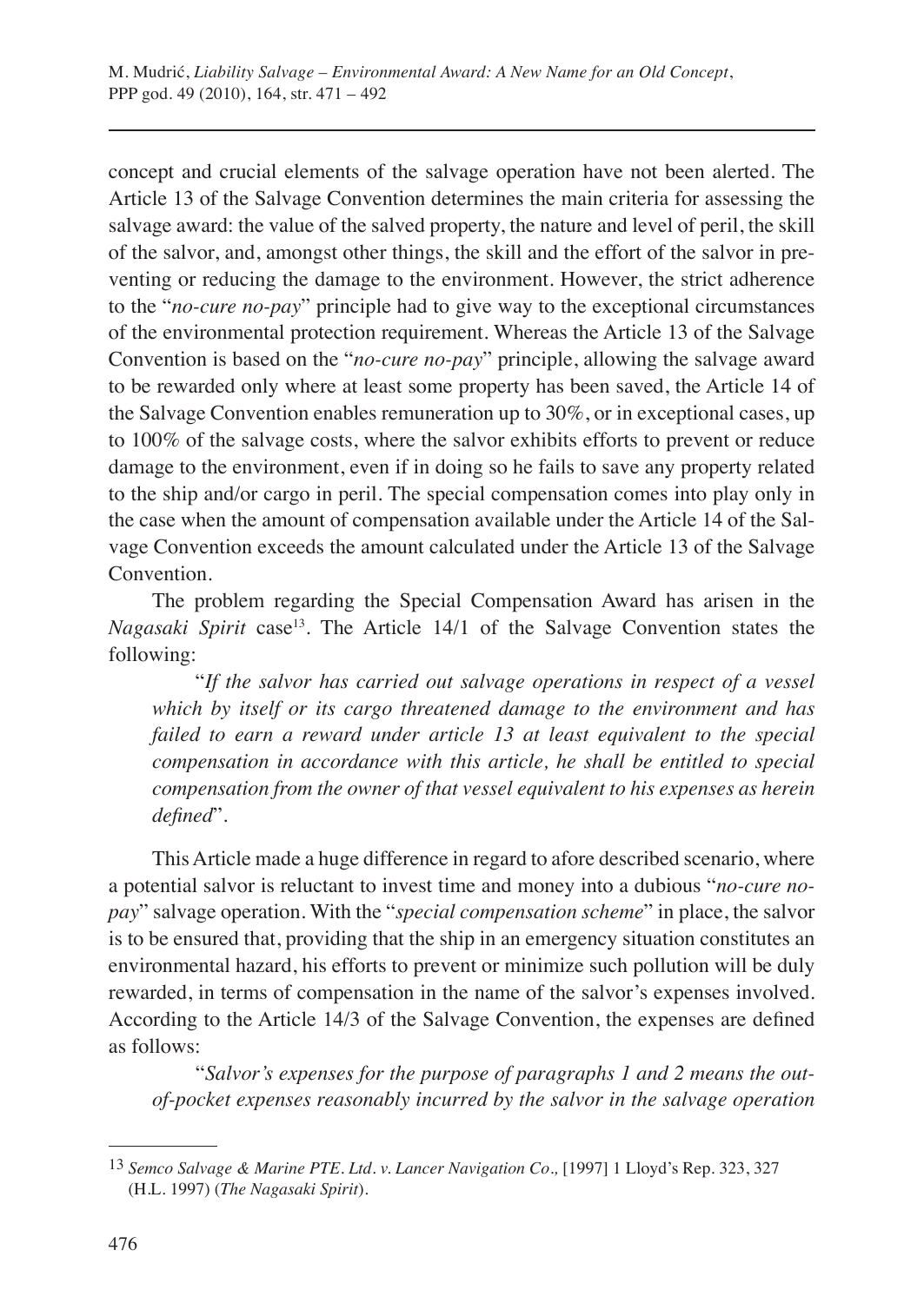concept and crucial elements of the salvage operation have not been alerted. The Article 13 of the Salvage Convention determines the main criteria for assessing the salvage award: the value of the salved property, the nature and level of peril, the skill of the salvor, and, amongst other things, the skill and the effort of the salvor in preventing or reducing the damage to the environment. However, the strict adherence to the "*no-cure no-pay*" principle had to give way to the exceptional circumstances of the environmental protection requirement. Whereas the Article 13 of the Salvage Convention is based on the "*no-cure no-pay*" principle, allowing the salvage award to be rewarded only where at least some property has been saved, the Article 14 of the Salvage Convention enables remuneration up to 30%, or in exceptional cases, up to 100% of the salvage costs, where the salvor exhibits efforts to prevent or reduce damage to the environment, even if in doing so he fails to save any property related to the ship and/or cargo in peril. The special compensation comes into play only in the case when the amount of compensation available under the Article 14 of the Salvage Convention exceeds the amount calculated under the Article 13 of the Salvage Convention.

The problem regarding the Special Compensation Award has arisen in the *Nagasaki Spirit* case[13]. The Article 14/1 of the Salvage Convention states the following:

> "*If the salvor has carried out salvage operations in respect of a vessel which by itself or its cargo threatened damage to the environment and has failed to earn a reward under article 13 at least equivalent to the special compensation in accordance with this article, he shall be entitled to special compensation from the owner of that vessel equivalent to his expenses as herein defined*".

This Article made a huge difference in regard to afore described scenario, where a potential salvor is reluctant to invest time and money into a dubious "*no-cure no-pay*" salvage operation. With the "*special compensation scheme*" in place, the salvor is to be ensured that, providing that the ship in an emergency situation constitutes an environmental hazard, his efforts to prevent or minimize such pollution will be duly rewarded, in terms of compensation in the name of the salvor's expenses involved. According to the Article 14/3 of the Salvage Convention, the expenses are defined as follows:

> "*Salvor's expenses for the purpose of paragraphs 1 and 2 means the out-of-pocket expenses reasonably incurred by the salvor in the salvage operation*

---

[13] *Semco Salvage & Marine PTE. Ltd. v. Lancer Navigation Co.,* [1997] 1 Lloyd's Rep. 323, 327 (H.L. 1997) (*The Nagasaki Spirit*).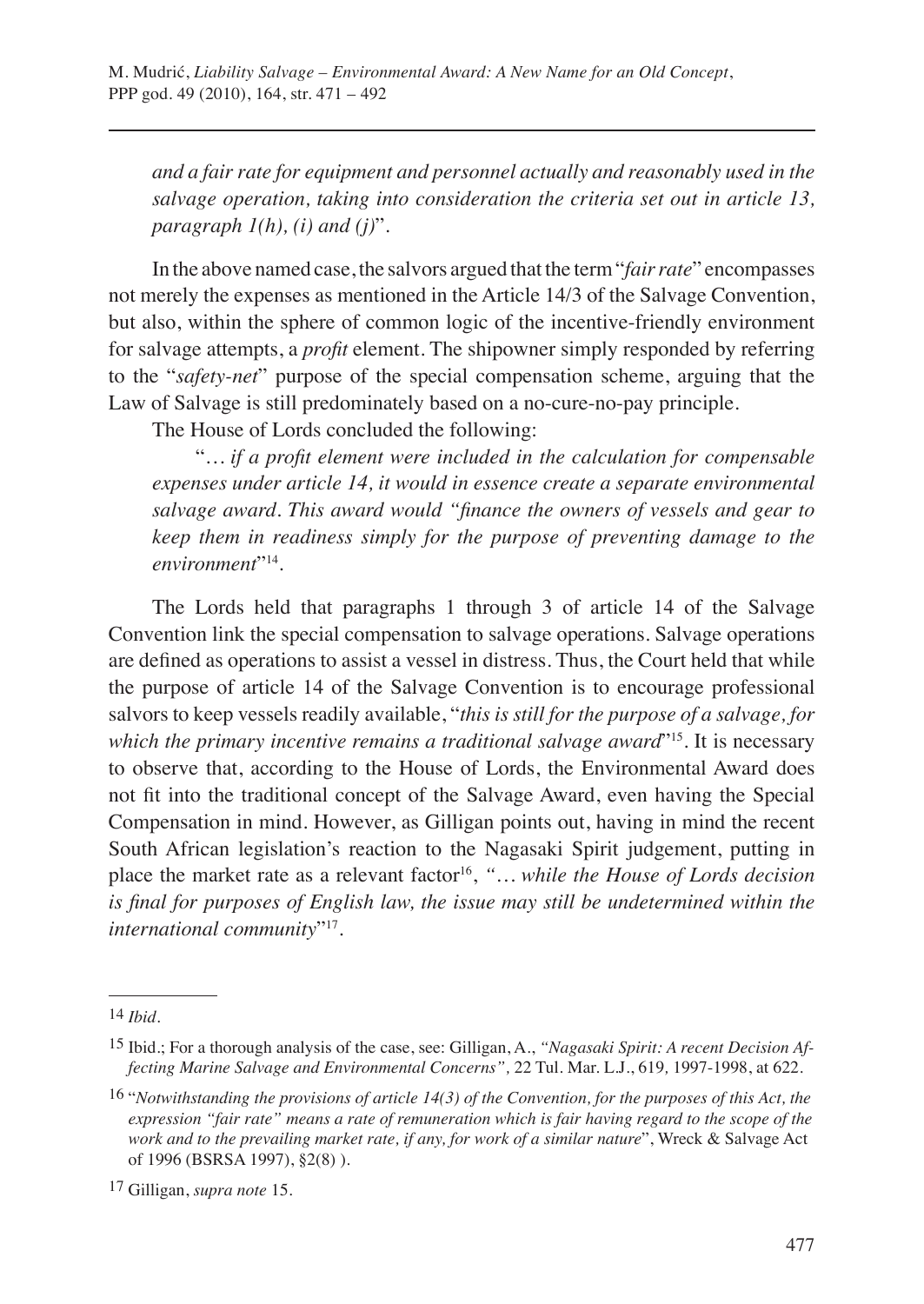*and a fair rate for equipment and personnel actually and reasonably used in the salvage operation, taking into consideration the criteria set out in article 13, paragraph 1(h), (i) and (j)*".

In the above named case, the salvors argued that the term "*fair rate*" encompasses not merely the expenses as mentioned in the Article 14/3 of the Salvage Convention, but also, within the sphere of common logic of the incentive-friendly environment for salvage attempts, a *profit* element. The shipowner simply responded by referring to the "*safety-net*" purpose of the special compensation scheme, arguing that the Law of Salvage is still predominately based on a no-cure-no-pay principle.

The House of Lords concluded the following:

> "*… if a profit element were included in the calculation for compensable expenses under article 14, it would in essence create a separate environmental salvage award. This award would "finance the owners of vessels and gear to keep them in readiness simply for the purpose of preventing damage to the environment*"[14].

The Lords held that paragraphs 1 through 3 of article 14 of the Salvage Convention link the special compensation to salvage operations. Salvage operations are defined as operations to assist a vessel in distress. Thus, the Court held that while the purpose of article 14 of the Salvage Convention is to encourage professional salvors to keep vessels readily available, "*this is still for the purpose of a salvage, for which the primary incentive remains a traditional salvage award*"[15]. It is necessary to observe that, according to the House of Lords, the Environmental Award does not fit into the traditional concept of the Salvage Award, even having the Special Compensation in mind. However, as Gilligan points out, having in mind the recent South African legislation's reaction to the Nagasaki Spirit judgement, putting in place the market rate as a relevant factor[16], *"… while the House of Lords decision is final for purposes of English law, the issue may still be undetermined within the international community*"[17].

---

[14] *Ibid*.

[15] Ibid.; For a thorough analysis of the case, see: Gilligan, A., *"Nagasaki Spirit: A recent Decision Affecting Marine Salvage and Environmental Concerns",* 22 Tul. Mar. L.J., 619, 1997-1998, at 622.

[16] "*Notwithstanding the provisions of article 14(3) of the Convention, for the purposes of this Act, the expression "fair rate" means a rate of remuneration which is fair having regard to the scope of the work and to the prevailing market rate, if any, for work of a similar nature*", Wreck & Salvage Act of 1996 (BSRSA 1997), §2(8) ).

[17] Gilligan, *supra note* 15.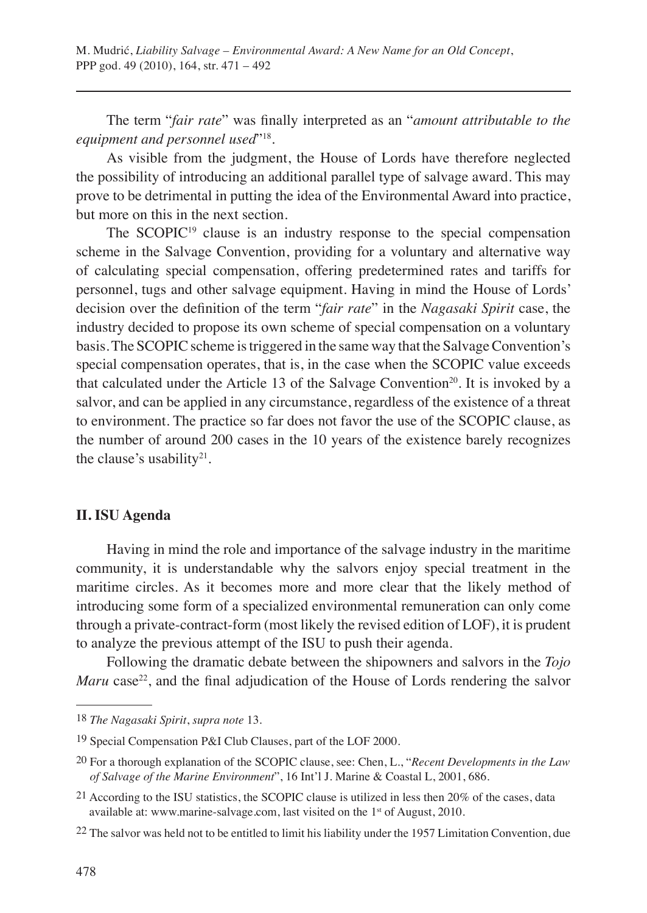The term "*fair rate*" was finally interpreted as an "*amount attributable to the equipment and personnel used*"[18].

As visible from the judgment, the House of Lords have therefore neglected the possibility of introducing an additional parallel type of salvage award. This may prove to be detrimental in putting the idea of the Environmental Award into practice, but more on this in the next section.

The SCOPIC[19] clause is an industry response to the special compensation scheme in the Salvage Convention, providing for a voluntary and alternative way of calculating special compensation, offering predetermined rates and tariffs for personnel, tugs and other salvage equipment. Having in mind the House of Lords' decision over the definition of the term "*fair rate*" in the *Nagasaki Spirit* case, the industry decided to propose its own scheme of special compensation on a voluntary basis. The SCOPIC scheme is triggered in the same way that the Salvage Convention's special compensation operates, that is, in the case when the SCOPIC value exceeds that calculated under the Article 13 of the Salvage Convention[20]. It is invoked by a salvor, and can be applied in any circumstance, regardless of the existence of a threat to environment. The practice so far does not favor the use of the SCOPIC clause, as the number of around 200 cases in the 10 years of the existence barely recognizes the clause's usability[21].

## II. ISU Agenda

Having in mind the role and importance of the salvage industry in the maritime community, it is understandable why the salvors enjoy special treatment in the maritime circles. As it becomes more and more clear that the likely method of introducing some form of a specialized environmental remuneration can only come through a private-contract-form (most likely the revised edition of LOF), it is prudent to analyze the previous attempt of the ISU to push their agenda.

Following the dramatic debate between the shipowners and salvors in the *Tojo Maru* case[22], and the final adjudication of the House of Lords rendering the salvor

---

18 *The Nagasaki Spirit*, *supra note* 13.

19 Special Compensation P&I Club Clauses, part of the LOF 2000.

20 For a thorough explanation of the SCOPIC clause, see: Chen, L., "*Recent Developments in the Law of Salvage of the Marine Environment*", 16 Int'l J. Marine & Coastal L, 2001, 686.

21 According to the ISU statistics, the SCOPIC clause is utilized in less then 20% of the cases, data available at: www.marine-salvage.com, last visited on the 1st of August, 2010.

22 The salvor was held not to be entitled to limit his liability under the 1957 Limitation Convention, due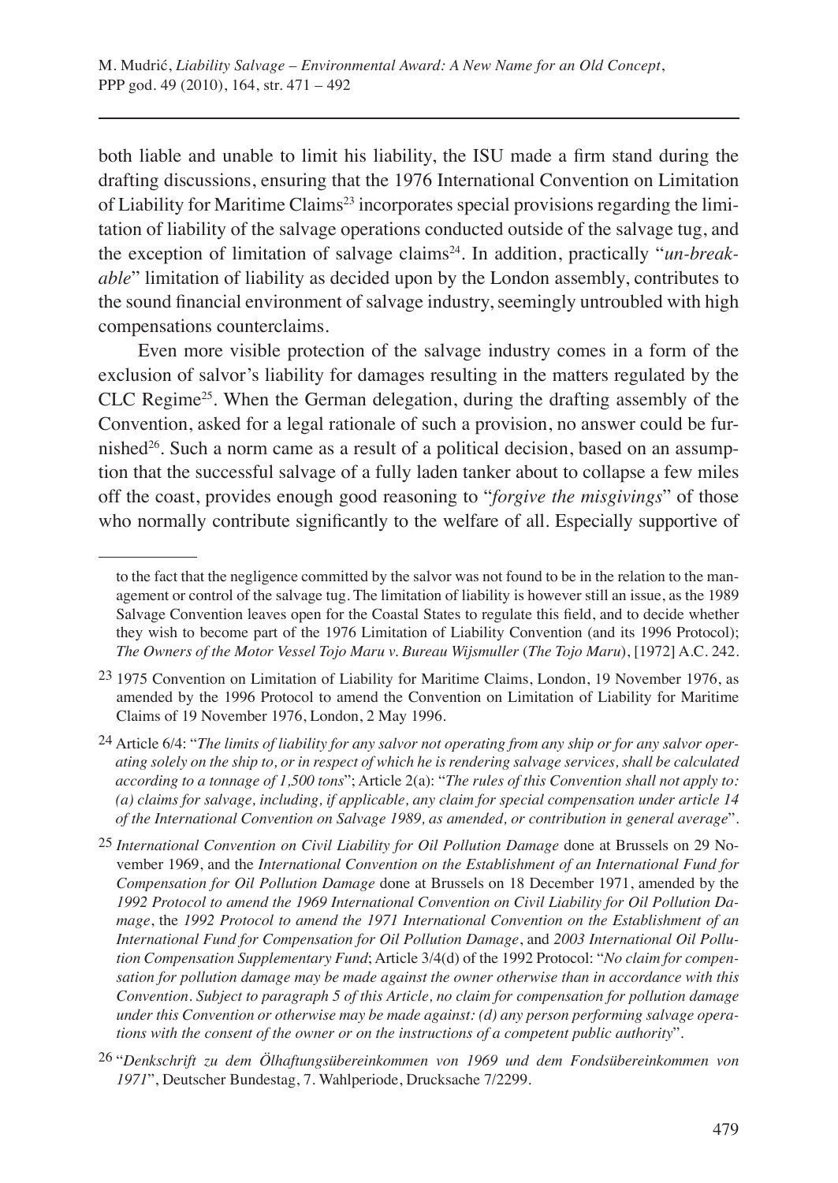both liable and unable to limit his liability, the ISU made a firm stand during the drafting discussions, ensuring that the 1976 International Convention on Limitation of Liability for Maritime Claims[23] incorporates special provisions regarding the limitation of liability of the salvage operations conducted outside of the salvage tug, and the exception of limitation of salvage claims[24]. In addition, practically "*un-breakable*" limitation of liability as decided upon by the London assembly, contributes to the sound financial environment of salvage industry, seemingly untroubled with high compensations counterclaims.

Even more visible protection of the salvage industry comes in a form of the exclusion of salvor's liability for damages resulting in the matters regulated by the CLC Regime[25]. When the German delegation, during the drafting assembly of the Convention, asked for a legal rationale of such a provision, no answer could be furnished[26]. Such a norm came as a result of a political decision, based on an assumption that the successful salvage of a fully laden tanker about to collapse a few miles off the coast, provides enough good reasoning to "*forgive the misgivings*" of those who normally contribute significantly to the welfare of all. Especially supportive of

---

to the fact that the negligence committed by the salvor was not found to be in the relation to the management or control of the salvage tug. The limitation of liability is however still an issue, as the 1989 Salvage Convention leaves open for the Coastal States to regulate this field, and to decide whether they wish to become part of the 1976 Limitation of Liability Convention (and its 1996 Protocol); *The Owners of the Motor Vessel Tojo Maru v. Bureau Wijsmuller* (*The Tojo Maru*), [1972] A.C. 242.

[23] 1975 Convention on Limitation of Liability for Maritime Claims, London, 19 November 1976, as amended by the 1996 Protocol to amend the Convention on Limitation of Liability for Maritime Claims of 19 November 1976, London, 2 May 1996.

[24] Article 6/4: "*The limits of liability for any salvor not operating from any ship or for any salvor operating solely on the ship to, or in respect of which he is rendering salvage services, shall be calculated according to a tonnage of 1,500 tons*"; Article 2(a): "*The rules of this Convention shall not apply to: (a) claims for salvage, including, if applicable, any claim for special compensation under article 14 of the International Convention on Salvage 1989, as amended, or contribution in general average*".

[25] *International Convention on Civil Liability for Oil Pollution Damage* done at Brussels on 29 November 1969, and the *International Convention on the Establishment of an International Fund for Compensation for Oil Pollution Damage* done at Brussels on 18 December 1971, amended by the *1992 Protocol to amend the 1969 International Convention on Civil Liability for Oil Pollution Damage*, the *1992 Protocol to amend the 1971 International Convention on the Establishment of an International Fund for Compensation for Oil Pollution Damage*, and *2003 International Oil Pollution Compensation Supplementary Fund*; Article 3/4(d) of the 1992 Protocol: "*No claim for compensation for pollution damage may be made against the owner otherwise than in accordance with this Convention. Subject to paragraph 5 of this Article, no claim for compensation for pollution damage under this Convention or otherwise may be made against: (d) any person performing salvage operations with the consent of the owner or on the instructions of a competent public authority*".

[26] "*Denkschrift zu dem Ölhaftungsübereinkommen von 1969 und dem Fondsübereinkommen von 1971*", Deutscher Bundestag, 7. Wahlperiode, Drucksache 7/2299.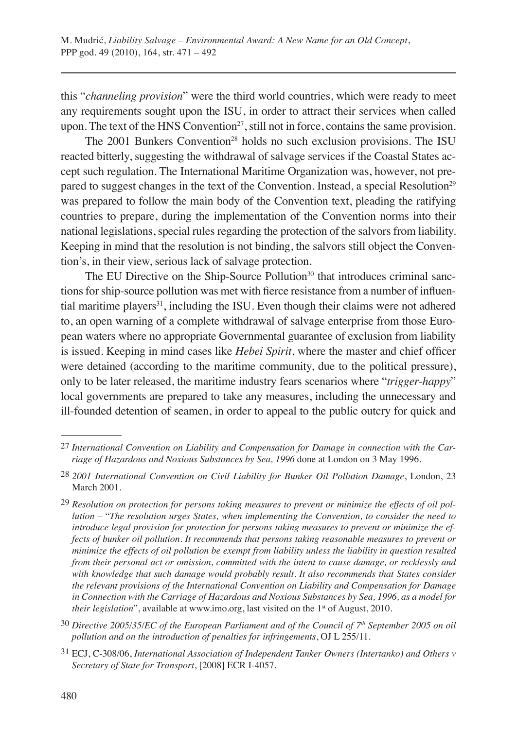this "*channeling provision*" were the third world countries, which were ready to meet any requirements sought upon the ISU, in order to attract their services when called upon. The text of the HNS Convention[27], still not in force, contains the same provision.

The 2001 Bunkers Convention[28] holds no such exclusion provisions. The ISU reacted bitterly, suggesting the withdrawal of salvage services if the Coastal States accept such regulation. The International Maritime Organization was, however, not prepared to suggest changes in the text of the Convention. Instead, a special Resolution[29] was prepared to follow the main body of the Convention text, pleading the ratifying countries to prepare, during the implementation of the Convention norms into their national legislations, special rules regarding the protection of the salvors from liability. Keeping in mind that the resolution is not binding, the salvors still object the Convention's, in their view, serious lack of salvage protection.

The EU Directive on the Ship-Source Pollution[30] that introduces criminal sanctions for ship-source pollution was met with fierce resistance from a number of influential maritime players[31], including the ISU. Even though their claims were not adhered to, an open warning of a complete withdrawal of salvage enterprise from those European waters where no appropriate Governmental guarantee of exclusion from liability is issued. Keeping in mind cases like *Hebei Spirit*, where the master and chief officer were detained (according to the maritime community, due to the political pressure), only to be later released, the maritime industry fears scenarios where "*trigger-happy*" local governments are prepared to take any measures, including the unnecessary and ill-founded detention of seamen, in order to appeal to the public outcry for quick and

---

27 *International Convention on Liability and Compensation for Damage in connection with the Carriage of Hazardous and Noxious Substances by Sea, 1996* done at London on 3 May 1996.

28 *2001 International Convention on Civil Liability for Bunker Oil Pollution Damage*, London, 23 March 2001.

29 *Resolution on protection for persons taking measures to prevent or minimize the effects of oil pollution* – "*The resolution urges States, when implementing the Convention, to consider the need to introduce legal provision for protection for persons taking measures to prevent or minimize the effects of bunker oil pollution. It recommends that persons taking reasonable measures to prevent or minimize the effects of oil pollution be exempt from liability unless the liability in question resulted from their personal act or omission, committed with the intent to cause damage, or recklessly and with knowledge that such damage would probably result. It also recommends that States consider the relevant provisions of the International Convention on Liability and Compensation for Damage in Connection with the Carriage of Hazardous and Noxious Substances by Sea, 1996, as a model for their legislation*", available at www.imo.org, last visited on the 1st of August, 2010.

30 *Directive 2005/35/EC of the European Parliament and of the Council of 7th September 2005 on oil pollution and on the introduction of penalties for infringements*, OJ L 255/11.

31 ECJ, C-308/06, *International Association of Independent Tanker Owners (Intertanko) and Others v Secretary of State for Transport*, [2008] ECR I-4057.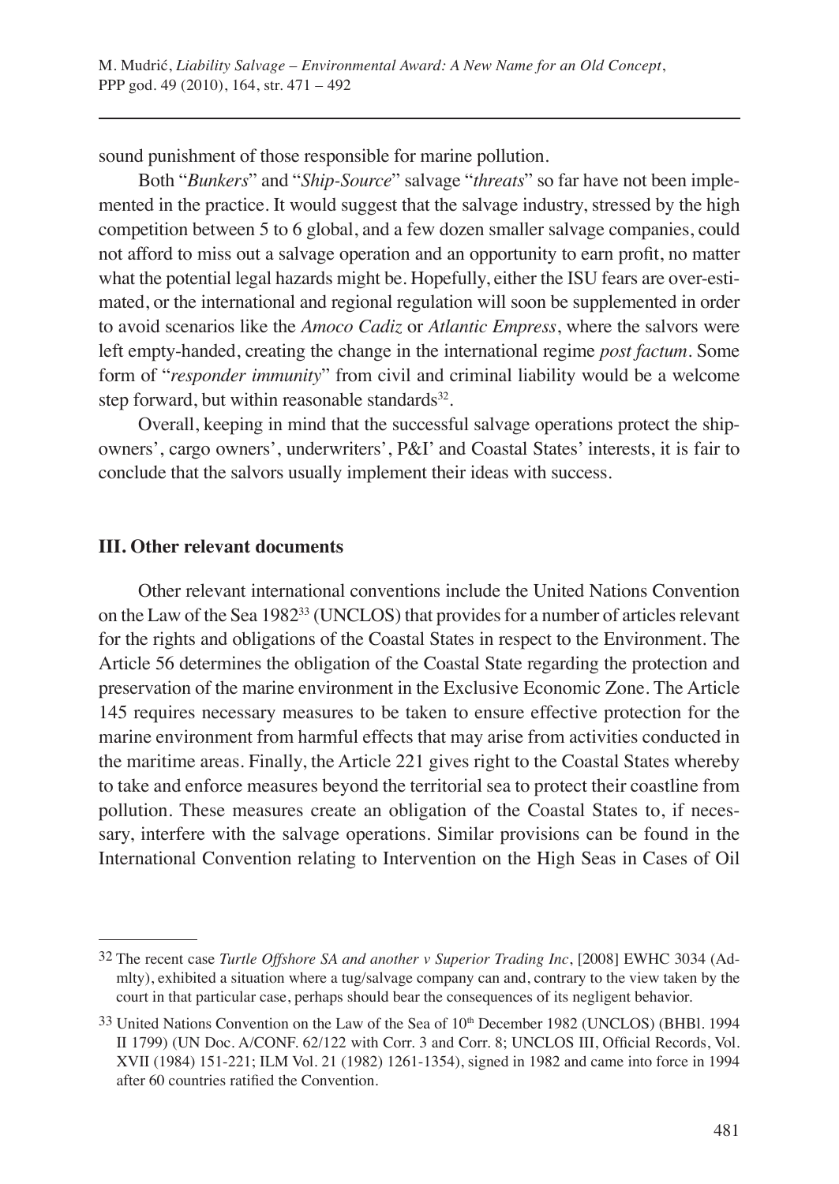sound punishment of those responsible for marine pollution.

Both "*Bunkers*" and "*Ship-Source*" salvage "*threats*" so far have not been implemented in the practice. It would suggest that the salvage industry, stressed by the high competition between 5 to 6 global, and a few dozen smaller salvage companies, could not afford to miss out a salvage operation and an opportunity to earn profit, no matter what the potential legal hazards might be. Hopefully, either the ISU fears are over-estimated, or the international and regional regulation will soon be supplemented in order to avoid scenarios like the *Amoco Cadiz* or *Atlantic Empress*, where the salvors were left empty-handed, creating the change in the international regime *post factum*. Some form of "*responder immunity*" from civil and criminal liability would be a welcome step forward, but within reasonable standards[32].

Overall, keeping in mind that the successful salvage operations protect the shipowners', cargo owners', underwriters', P&I' and Coastal States' interests, it is fair to conclude that the salvors usually implement their ideas with success.

### III. Other relevant documents

Other relevant international conventions include the United Nations Convention on the Law of the Sea 1982[33] (UNCLOS) that provides for a number of articles relevant for the rights and obligations of the Coastal States in respect to the Environment. The Article 56 determines the obligation of the Coastal State regarding the protection and preservation of the marine environment in the Exclusive Economic Zone. The Article 145 requires necessary measures to be taken to ensure effective protection for the marine environment from harmful effects that may arise from activities conducted in the maritime areas. Finally, the Article 221 gives right to the Coastal States whereby to take and enforce measures beyond the territorial sea to protect their coastline from pollution. These measures create an obligation of the Coastal States to, if necessary, interfere with the salvage operations. Similar provisions can be found in the International Convention relating to Intervention on the High Seas in Cases of Oil

---

32 The recent case *Turtle Offshore SA and another v Superior Trading Inc*, [2008] EWHC 3034 (Admlty), exhibited a situation where a tug/salvage company can and, contrary to the view taken by the court in that particular case, perhaps should bear the consequences of its negligent behavior.

33 United Nations Convention on the Law of the Sea of 10th December 1982 (UNCLOS) (BHBl. 1994 II 1799) (UN Doc. A/CONF. 62/122 with Corr. 3 and Corr. 8; UNCLOS III, Official Records, Vol. XVII (1984) 151-221; ILM Vol. 21 (1982) 1261-1354), signed in 1982 and came into force in 1994 after 60 countries ratified the Convention.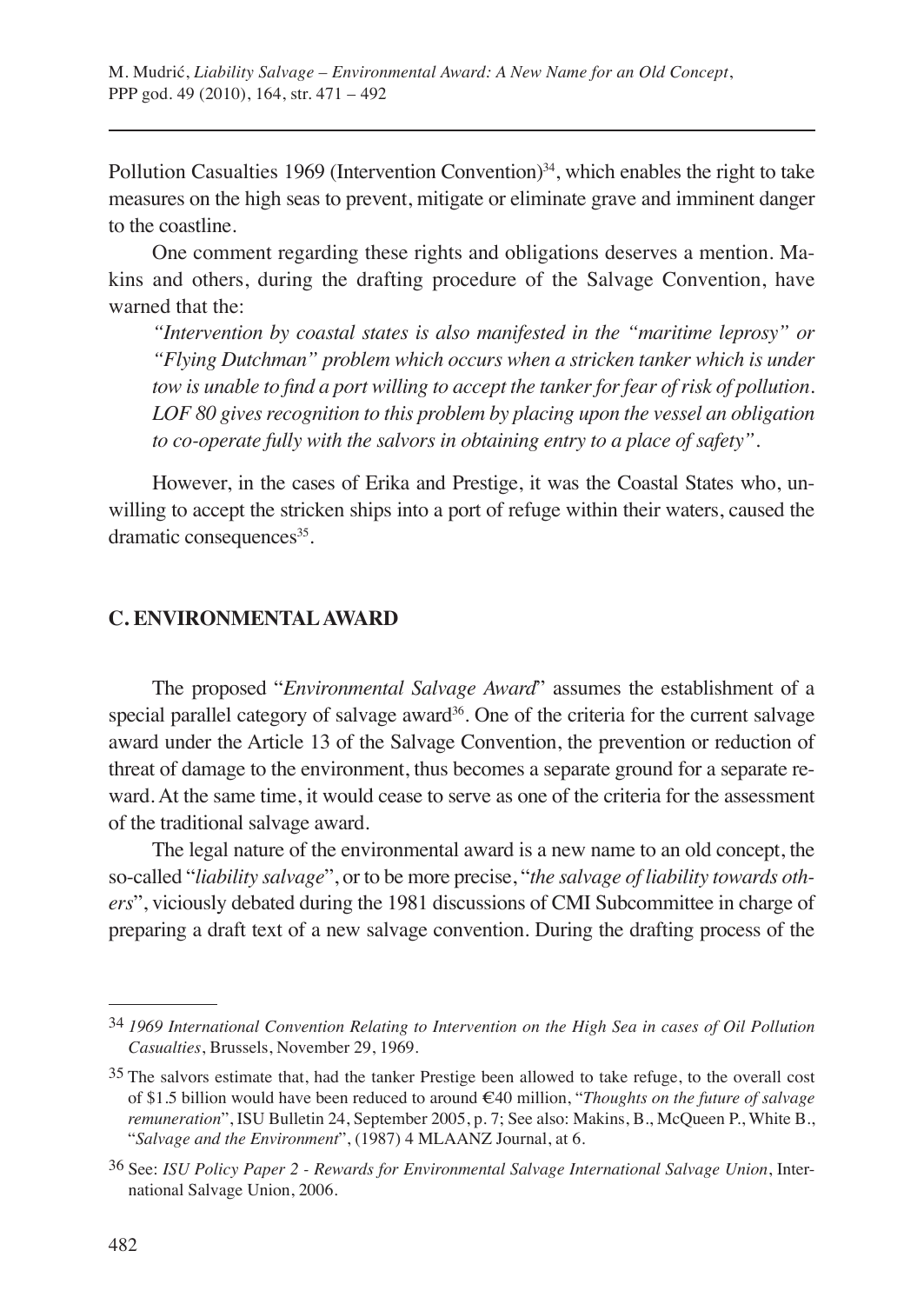Pollution Casualties 1969 (Intervention Convention)[34], which enables the right to take measures on the high seas to prevent, mitigate or eliminate grave and imminent danger to the coastline.

One comment regarding these rights and obligations deserves a mention. Makins and others, during the drafting procedure of the Salvage Convention, have warned that the:

> *"Intervention by coastal states is also manifested in the "maritime leprosy" or "Flying Dutchman" problem which occurs when a stricken tanker which is under tow is unable to find a port willing to accept the tanker for fear of risk of pollution. LOF 80 gives recognition to this problem by placing upon the vessel an obligation to co-operate fully with the salvors in obtaining entry to a place of safety".*

However, in the cases of Erika and Prestige, it was the Coastal States who, unwilling to accept the stricken ships into a port of refuge within their waters, caused the dramatic consequences[35].

## C. ENVIRONMENTAL AWARD

The proposed "*Environmental Salvage Award*" assumes the establishment of a special parallel category of salvage award[36]. One of the criteria for the current salvage award under the Article 13 of the Salvage Convention, the prevention or reduction of threat of damage to the environment, thus becomes a separate ground for a separate reward. At the same time, it would cease to serve as one of the criteria for the assessment of the traditional salvage award.

The legal nature of the environmental award is a new name to an old concept, the so-called "*liability salvage*", or to be more precise, "*the salvage of liability towards others*", viciously debated during the 1981 discussions of CMI Subcommittee in charge of preparing a draft text of a new salvage convention. During the drafting process of the

---

[34] *1969 International Convention Relating to Intervention on the High Sea in cases of Oil Pollution Casualties*, Brussels, November 29, 1969.

[35] The salvors estimate that, had the tanker Prestige been allowed to take refuge, to the overall cost of $1.5 billion would have been reduced to around €40 million, "*Thoughts on the future of salvage remuneration*", ISU Bulletin 24, September 2005, p. 7; See also: Makins, B., McQueen P., White B., "*Salvage and the Environment*", (1987) 4 MLAANZ Journal, at 6.

[36] See: *ISU Policy Paper 2 - Rewards for Environmental Salvage International Salvage Union*, International Salvage Union, 2006.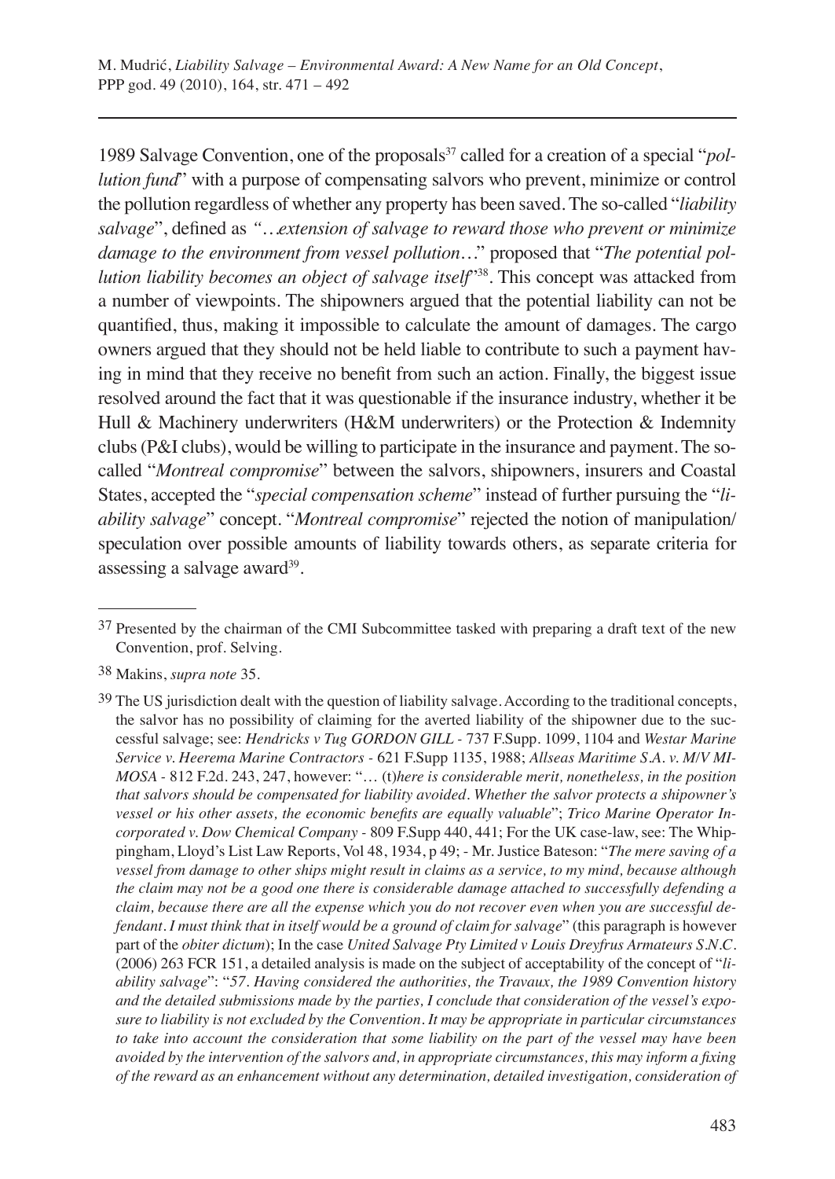1989 Salvage Convention, one of the proposals[37] called for a creation of a special "*pollution fund*" with a purpose of compensating salvors who prevent, minimize or control the pollution regardless of whether any property has been saved. The so-called "*liability salvage*", defined as *"…extension of salvage to reward those who prevent or minimize damage to the environment from vessel pollution…*" proposed that "*The potential pollution liability becomes an object of salvage itself*"[38]. This concept was attacked from a number of viewpoints. The shipowners argued that the potential liability can not be quantified, thus, making it impossible to calculate the amount of damages. The cargo owners argued that they should not be held liable to contribute to such a payment having in mind that they receive no benefit from such an action. Finally, the biggest issue resolved around the fact that it was questionable if the insurance industry, whether it be Hull & Machinery underwriters (H&M underwriters) or the Protection & Indemnity clubs (P&I clubs), would be willing to participate in the insurance and payment. The so-called "*Montreal compromise*" between the salvors, shipowners, insurers and Coastal States, accepted the "*special compensation scheme*" instead of further pursuing the "*liability salvage*" concept. "*Montreal compromise*" rejected the notion of manipulation/speculation over possible amounts of liability towards others, as separate criteria for assessing a salvage award[39].

---

[37] Presented by the chairman of the CMI Subcommittee tasked with preparing a draft text of the new Convention, prof. Selving.

[38] Makins, *supra note* 35.

[39] The US jurisdiction dealt with the question of liability salvage. According to the traditional concepts, the salvor has no possibility of claiming for the averted liability of the shipowner due to the successful salvage; see: *Hendricks v Tug GORDON GILL* - 737 F.Supp. 1099, 1104 and *Westar Marine Service v. Heerema Marine Contractors* - 621 F.Supp 1135, 1988; *Allseas Maritime S.A. v. M/V MIMOSA* - 812 F.2d. 243, 247, however: "… (t)*here is considerable merit, nonetheless, in the position that salvors should be compensated for liability avoided. Whether the salvor protects a shipowner's vessel or his other assets, the economic benefits are equally valuable*"; *Trico Marine Operator Incorporated v. Dow Chemical Company* - 809 F.Supp 440, 441; For the UK case-law, see: The Whippingham, Lloyd's List Law Reports, Vol 48, 1934, p 49; - Mr. Justice Bateson: "*The mere saving of a vessel from damage to other ships might result in claims as a service, to my mind, because although the claim may not be a good one there is considerable damage attached to successfully defending a claim, because there are all the expense which you do not recover even when you are successful defendant. I must think that in itself would be a ground of claim for salvage*" (this paragraph is however part of the *obiter dictum*); In the case *United Salvage Pty Limited v Louis Dreyfrus Armateurs S.N.C.* (2006) 263 FCR 151, a detailed analysis is made on the subject of acceptability of the concept of "*liability salvage*": "*57. Having considered the authorities, the Travaux, the 1989 Convention history and the detailed submissions made by the parties, I conclude that consideration of the vessel's exposure to liability is not excluded by the Convention. It may be appropriate in particular circumstances to take into account the consideration that some liability on the part of the vessel may have been avoided by the intervention of the salvors and, in appropriate circumstances, this may inform a fixing of the reward as an enhancement without any determination, detailed investigation, consideration of*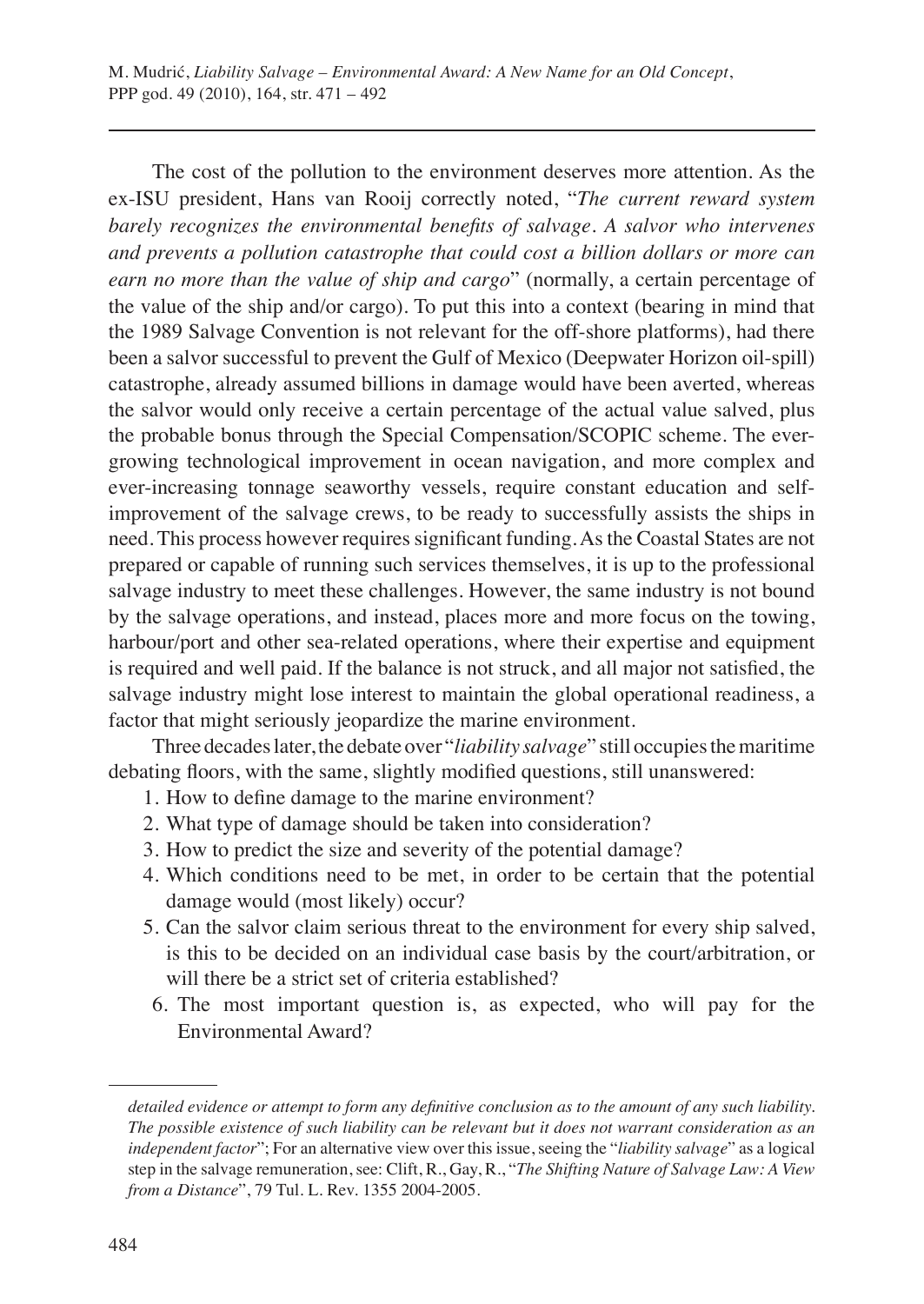The cost of the pollution to the environment deserves more attention. As the ex-ISU president, Hans van Rooij correctly noted, "*The current reward system barely recognizes the environmental benefits of salvage. A salvor who intervenes and prevents a pollution catastrophe that could cost a billion dollars or more can earn no more than the value of ship and cargo*" (normally, a certain percentage of the value of the ship and/or cargo). To put this into a context (bearing in mind that the 1989 Salvage Convention is not relevant for the off-shore platforms), had there been a salvor successful to prevent the Gulf of Mexico (Deepwater Horizon oil-spill) catastrophe, already assumed billions in damage would have been averted, whereas the salvor would only receive a certain percentage of the actual value salved, plus the probable bonus through the Special Compensation/SCOPIC scheme. The ever-growing technological improvement in ocean navigation, and more complex and ever-increasing tonnage seaworthy vessels, require constant education and self-improvement of the salvage crews, to be ready to successfully assists the ships in need. This process however requires significant funding. As the Coastal States are not prepared or capable of running such services themselves, it is up to the professional salvage industry to meet these challenges. However, the same industry is not bound by the salvage operations, and instead, places more and more focus on the towing, harbour/port and other sea-related operations, where their expertise and equipment is required and well paid. If the balance is not struck, and all major not satisfied, the salvage industry might lose interest to maintain the global operational readiness, a factor that might seriously jeopardize the marine environment.

Three decades later, the debate over "*liability salvage*" still occupies the maritime debating floors, with the same, slightly modified questions, still unanswered:

1. How to define damage to the marine environment?
2. What type of damage should be taken into consideration?
3. How to predict the size and severity of the potential damage?
4. Which conditions need to be met, in order to be certain that the potential damage would (most likely) occur?
5. Can the salvor claim serious threat to the environment for every ship salved, is this to be decided on an individual case basis by the court/arbitration, or will there be a strict set of criteria established?
6. The most important question is, as expected, who will pay for the Environmental Award?

---

*detailed evidence or attempt to form any definitive conclusion as to the amount of any such liability. The possible existence of such liability can be relevant but it does not warrant consideration as an independent factor*"; For an alternative view over this issue, seeing the "*liability salvage*" as a logical step in the salvage remuneration, see: Clift, R., Gay, R., "*The Shifting Nature of Salvage Law: A View from a Distance*", 79 Tul. L. Rev. 1355 2004-2005.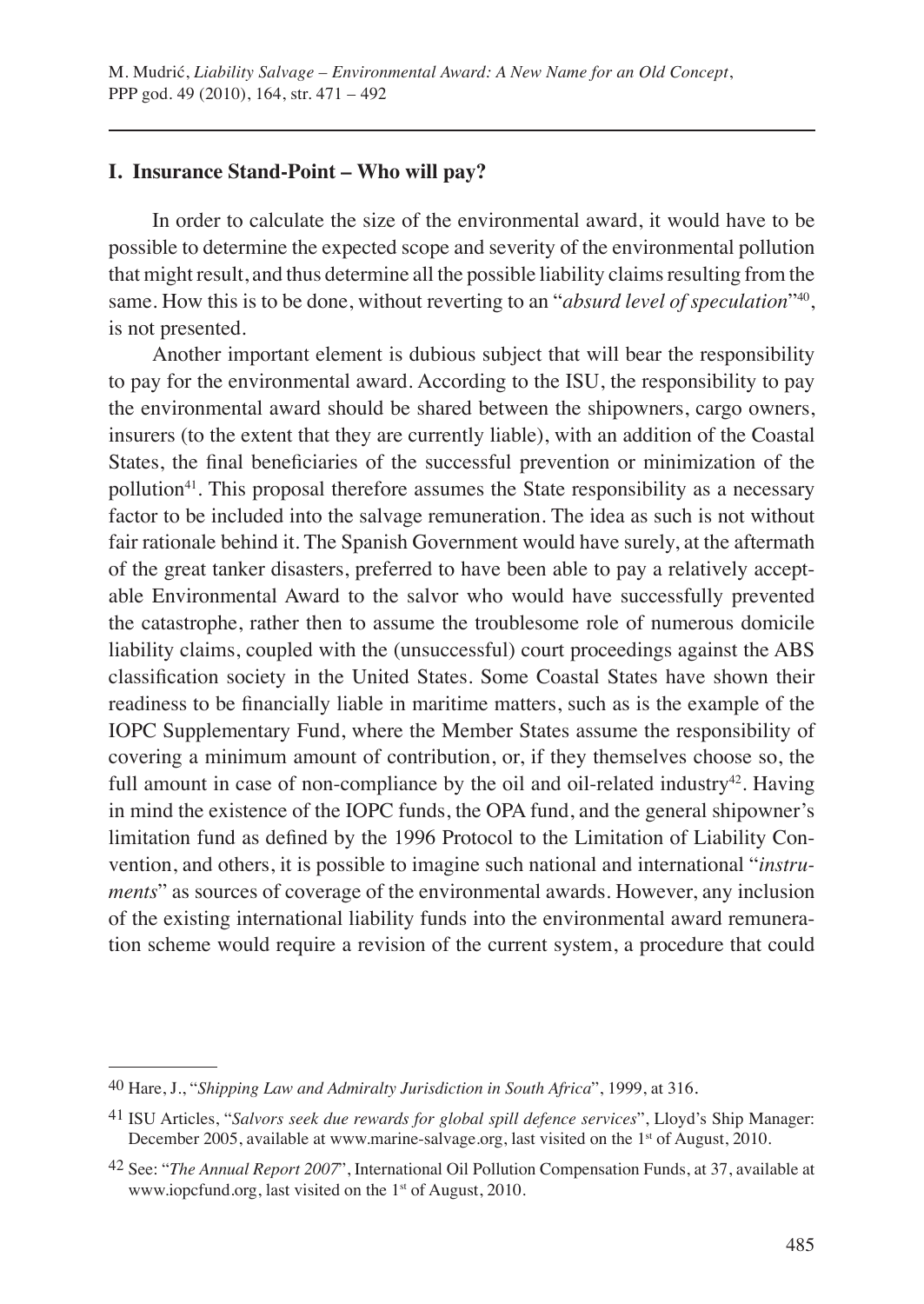## I. Insurance Stand-Point – Who will pay?

In order to calculate the size of the environmental award, it would have to be possible to determine the expected scope and severity of the environmental pollution that might result, and thus determine all the possible liability claims resulting from the same. How this is to be done, without reverting to an "*absurd level of speculation*"[40], is not presented.

Another important element is dubious subject that will bear the responsibility to pay for the environmental award. According to the ISU, the responsibility to pay the environmental award should be shared between the shipowners, cargo owners, insurers (to the extent that they are currently liable), with an addition of the Coastal States, the final beneficiaries of the successful prevention or minimization of the pollution[41]. This proposal therefore assumes the State responsibility as a necessary factor to be included into the salvage remuneration. The idea as such is not without fair rationale behind it. The Spanish Government would have surely, at the aftermath of the great tanker disasters, preferred to have been able to pay a relatively acceptable Environmental Award to the salvor who would have successfully prevented the catastrophe, rather then to assume the troublesome role of numerous domicile liability claims, coupled with the (unsuccessful) court proceedings against the ABS classification society in the United States. Some Coastal States have shown their readiness to be financially liable in maritime matters, such as is the example of the IOPC Supplementary Fund, where the Member States assume the responsibility of covering a minimum amount of contribution, or, if they themselves choose so, the full amount in case of non-compliance by the oil and oil-related industry[42]. Having in mind the existence of the IOPC funds, the OPA fund, and the general shipowner's limitation fund as defined by the 1996 Protocol to the Limitation of Liability Convention, and others, it is possible to imagine such national and international "*instruments*" as sources of coverage of the environmental awards. However, any inclusion of the existing international liability funds into the environmental award remuneration scheme would require a revision of the current system, a procedure that could

---

[40] Hare, J., "*Shipping Law and Admiralty Jurisdiction in South Africa*", 1999, at 316.

[41] ISU Articles, "*Salvors seek due rewards for global spill defence services*", Lloyd's Ship Manager: December 2005, available at www.marine-salvage.org, last visited on the 1st of August, 2010.

[42] See: "*The Annual Report 2007*", International Oil Pollution Compensation Funds, at 37, available at www.iopcfund.org, last visited on the 1st of August, 2010.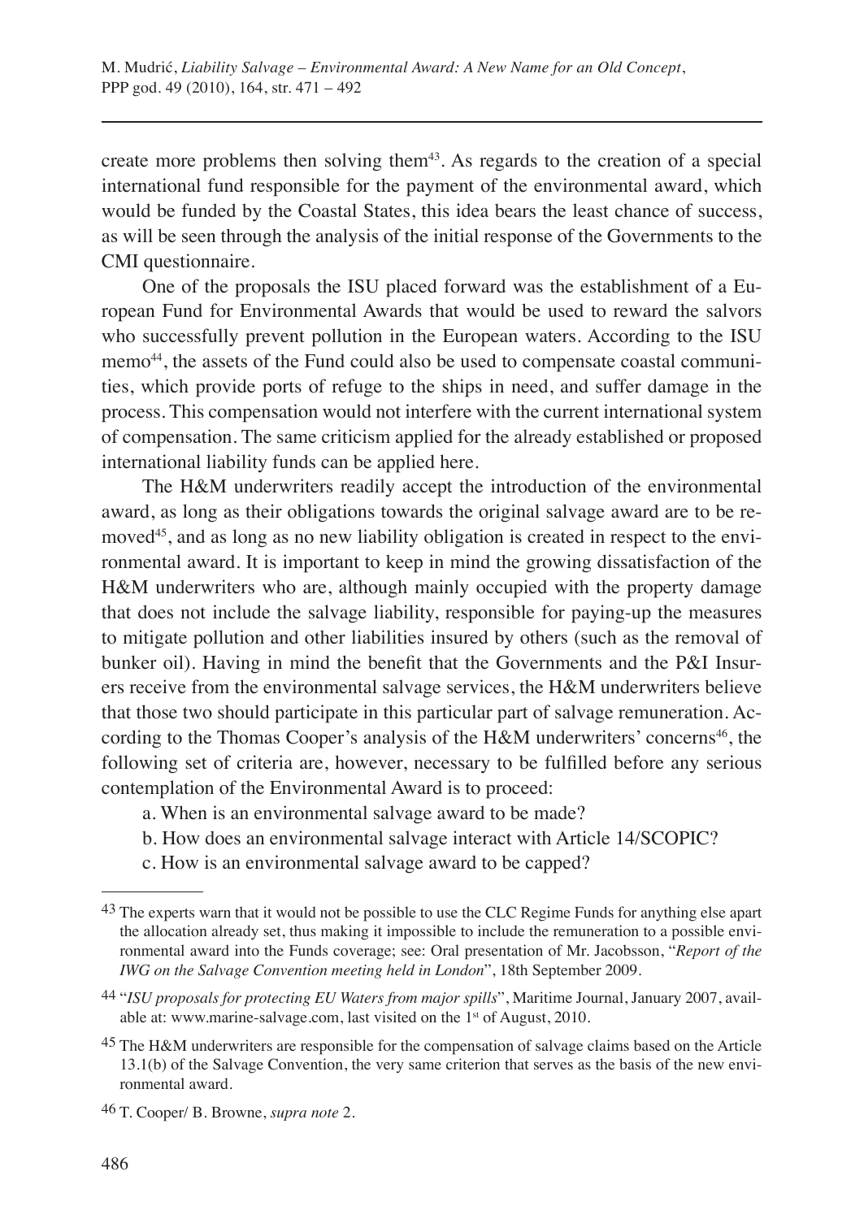create more problems then solving them[43]. As regards to the creation of a special international fund responsible for the payment of the environmental award, which would be funded by the Coastal States, this idea bears the least chance of success, as will be seen through the analysis of the initial response of the Governments to the CMI questionnaire.

One of the proposals the ISU placed forward was the establishment of a European Fund for Environmental Awards that would be used to reward the salvors who successfully prevent pollution in the European waters. According to the ISU memo[44], the assets of the Fund could also be used to compensate coastal communities, which provide ports of refuge to the ships in need, and suffer damage in the process. This compensation would not interfere with the current international system of compensation. The same criticism applied for the already established or proposed international liability funds can be applied here.

The H&M underwriters readily accept the introduction of the environmental award, as long as their obligations towards the original salvage award are to be removed[45], and as long as no new liability obligation is created in respect to the environmental award. It is important to keep in mind the growing dissatisfaction of the H&M underwriters who are, although mainly occupied with the property damage that does not include the salvage liability, responsible for paying-up the measures to mitigate pollution and other liabilities insured by others (such as the removal of bunker oil). Having in mind the benefit that the Governments and the P&I Insurers receive from the environmental salvage services, the H&M underwriters believe that those two should participate in this particular part of salvage remuneration. According to the Thomas Cooper's analysis of the H&M underwriters' concerns[46], the following set of criteria are, however, necessary to be fulfilled before any serious contemplation of the Environmental Award is to proceed:

a. When is an environmental salvage award to be made?

b. How does an environmental salvage interact with Article 14/SCOPIC?

c. How is an environmental salvage award to be capped?

---

[43] The experts warn that it would not be possible to use the CLC Regime Funds for anything else apart the allocation already set, thus making it impossible to include the remuneration to a possible environmental award into the Funds coverage; see: Oral presentation of Mr. Jacobsson, "*Report of the IWG on the Salvage Convention meeting held in London*", 18th September 2009.

[44] "*ISU proposals for protecting EU Waters from major spills*", Maritime Journal, January 2007, available at: www.marine-salvage.com, last visited on the 1st of August, 2010.

[45] The H&M underwriters are responsible for the compensation of salvage claims based on the Article 13.1(b) of the Salvage Convention, the very same criterion that serves as the basis of the new environmental award.

[46] T. Cooper/ B. Browne, *supra note* 2.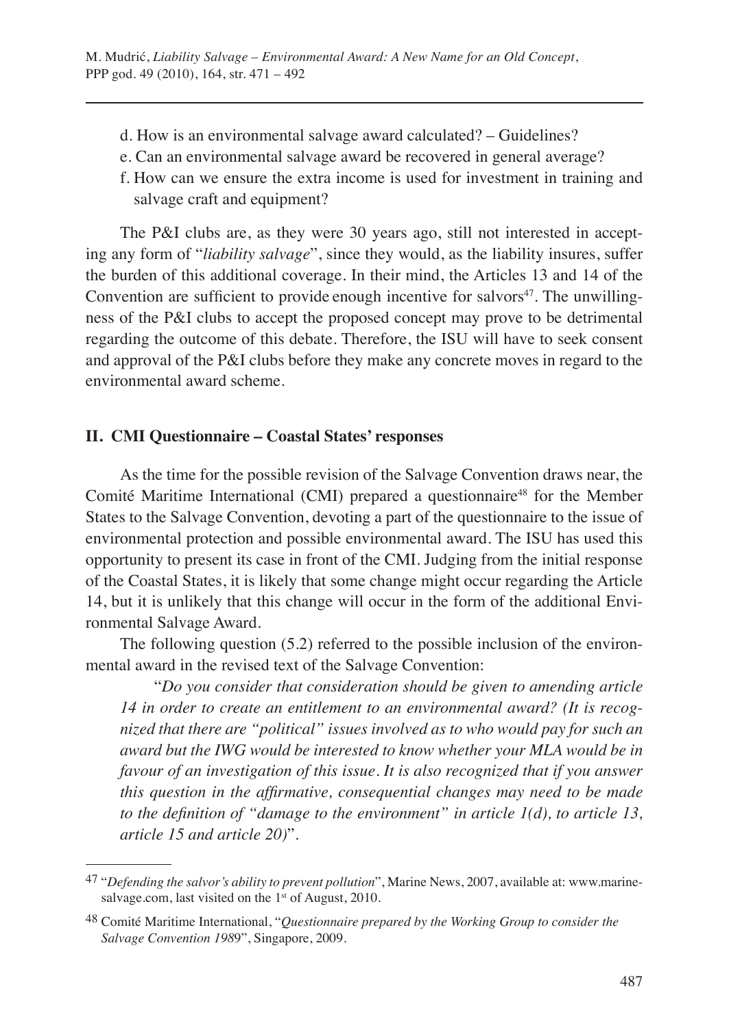d. How is an environmental salvage award calculated? – Guidelines?

e. Can an environmental salvage award be recovered in general average?

f. How can we ensure the extra income is used for investment in training and salvage craft and equipment?

The P&I clubs are, as they were 30 years ago, still not interested in accepting any form of "*liability salvage*", since they would, as the liability insures, suffer the burden of this additional coverage. In their mind, the Articles 13 and 14 of the Convention are sufficient to provide enough incentive for salvors[47]. The unwillingness of the P&I clubs to accept the proposed concept may prove to be detrimental regarding the outcome of this debate. Therefore, the ISU will have to seek consent and approval of the P&I clubs before they make any concrete moves in regard to the environmental award scheme.

## II. CMI Questionnaire – Coastal States' responses

As the time for the possible revision of the Salvage Convention draws near, the Comité Maritime International (CMI) prepared a questionnaire[48] for the Member States to the Salvage Convention, devoting a part of the questionnaire to the issue of environmental protection and possible environmental award. The ISU has used this opportunity to present its case in front of the CMI. Judging from the initial response of the Coastal States, it is likely that some change might occur regarding the Article 14, but it is unlikely that this change will occur in the form of the additional Environmental Salvage Award.

The following question (5.2) referred to the possible inclusion of the environmental award in the revised text of the Salvage Convention:

"*Do you consider that consideration should be given to amending article 14 in order to create an entitlement to an environmental award? (It is recognized that there are "political" issues involved as to who would pay for such an award but the IWG would be interested to know whether your MLA would be in favour of an investigation of this issue. It is also recognized that if you answer this question in the affirmative, consequential changes may need to be made to the definition of "damage to the environment" in article 1(d), to article 13, article 15 and article 20)*".

---

[47] "*Defending the salvor's ability to prevent pollution*", Marine News, 2007, available at: www.marine-salvage.com, last visited on the 1st of August, 2010.

[48] Comité Maritime International, "*Questionnaire prepared by the Working Group to consider the Salvage Convention 1989*", Singapore, 2009.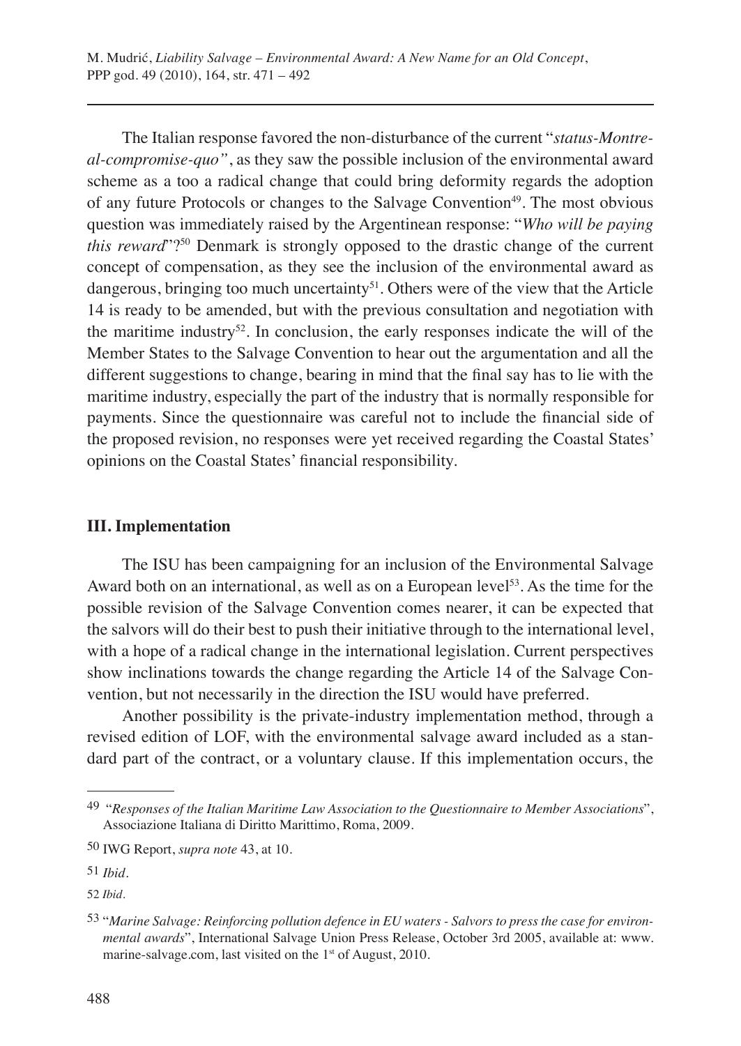The Italian response favored the non-disturbance of the current "*status-Montreal-compromise-quo"*, as they saw the possible inclusion of the environmental award scheme as a too a radical change that could bring deformity regards the adoption of any future Protocols or changes to the Salvage Convention[49]. The most obvious question was immediately raised by the Argentinean response: "*Who will be paying this reward*"?[50] Denmark is strongly opposed to the drastic change of the current concept of compensation, as they see the inclusion of the environmental award as dangerous, bringing too much uncertainty[51]. Others were of the view that the Article 14 is ready to be amended, but with the previous consultation and negotiation with the maritime industry[52]. In conclusion, the early responses indicate the will of the Member States to the Salvage Convention to hear out the argumentation and all the different suggestions to change, bearing in mind that the final say has to lie with the maritime industry, especially the part of the industry that is normally responsible for payments. Since the questionnaire was careful not to include the financial side of the proposed revision, no responses were yet received regarding the Coastal States' opinions on the Coastal States' financial responsibility.

## III. Implementation

The ISU has been campaigning for an inclusion of the Environmental Salvage Award both on an international, as well as on a European level[53]. As the time for the possible revision of the Salvage Convention comes nearer, it can be expected that the salvors will do their best to push their initiative through to the international level, with a hope of a radical change in the international legislation. Current perspectives show inclinations towards the change regarding the Article 14 of the Salvage Convention, but not necessarily in the direction the ISU would have preferred.

Another possibility is the private-industry implementation method, through a revised edition of LOF, with the environmental salvage award included as a standard part of the contract, or a voluntary clause. If this implementation occurs, the

---

49 "*Responses of the Italian Maritime Law Association to the Questionnaire to Member Associations*", Associazione Italiana di Diritto Marittimo, Roma, 2009.

50 IWG Report, *supra note* 43, at 10.

51 *Ibid*.

52 *Ibid*.

53 "*Marine Salvage: Reinforcing pollution defence in EU waters - Salvors to press the case for environmental awards*", International Salvage Union Press Release, October 3rd 2005, available at: www.marine-salvage.com, last visited on the 1st of August, 2010.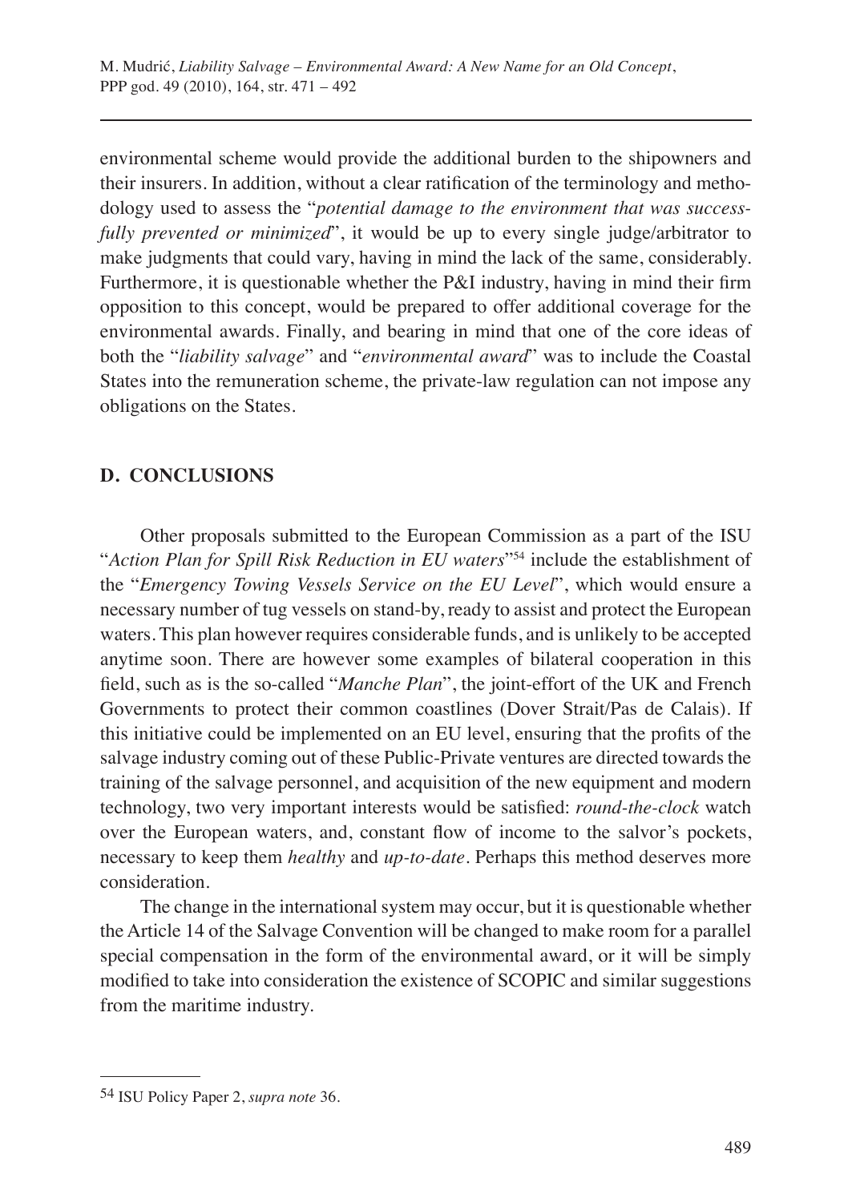environmental scheme would provide the additional burden to the shipowners and their insurers. In addition, without a clear ratification of the terminology and methodology used to assess the "*potential damage to the environment that was successfully prevented or minimized*", it would be up to every single judge/arbitrator to make judgments that could vary, having in mind the lack of the same, considerably. Furthermore, it is questionable whether the P&I industry, having in mind their firm opposition to this concept, would be prepared to offer additional coverage for the environmental awards. Finally, and bearing in mind that one of the core ideas of both the "*liability salvage*" and "*environmental award*" was to include the Coastal States into the remuneration scheme, the private-law regulation can not impose any obligations on the States.

## D. CONCLUSIONS

Other proposals submitted to the European Commission as a part of the ISU "*Action Plan for Spill Risk Reduction in EU waters*"[54] include the establishment of the "*Emergency Towing Vessels Service on the EU Level*", which would ensure a necessary number of tug vessels on stand-by, ready to assist and protect the European waters. This plan however requires considerable funds, and is unlikely to be accepted anytime soon. There are however some examples of bilateral cooperation in this field, such as is the so-called "*Manche Plan*", the joint-effort of the UK and French Governments to protect their common coastlines (Dover Strait/Pas de Calais). If this initiative could be implemented on an EU level, ensuring that the profits of the salvage industry coming out of these Public-Private ventures are directed towards the training of the salvage personnel, and acquisition of the new equipment and modern technology, two very important interests would be satisfied: *round-the-clock* watch over the European waters, and, constant flow of income to the salvor's pockets, necessary to keep them *healthy* and *up-to-date*. Perhaps this method deserves more consideration.

The change in the international system may occur, but it is questionable whether the Article 14 of the Salvage Convention will be changed to make room for a parallel special compensation in the form of the environmental award, or it will be simply modified to take into consideration the existence of SCOPIC and similar suggestions from the maritime industry.

---

[54] ISU Policy Paper 2, *supra note* 36.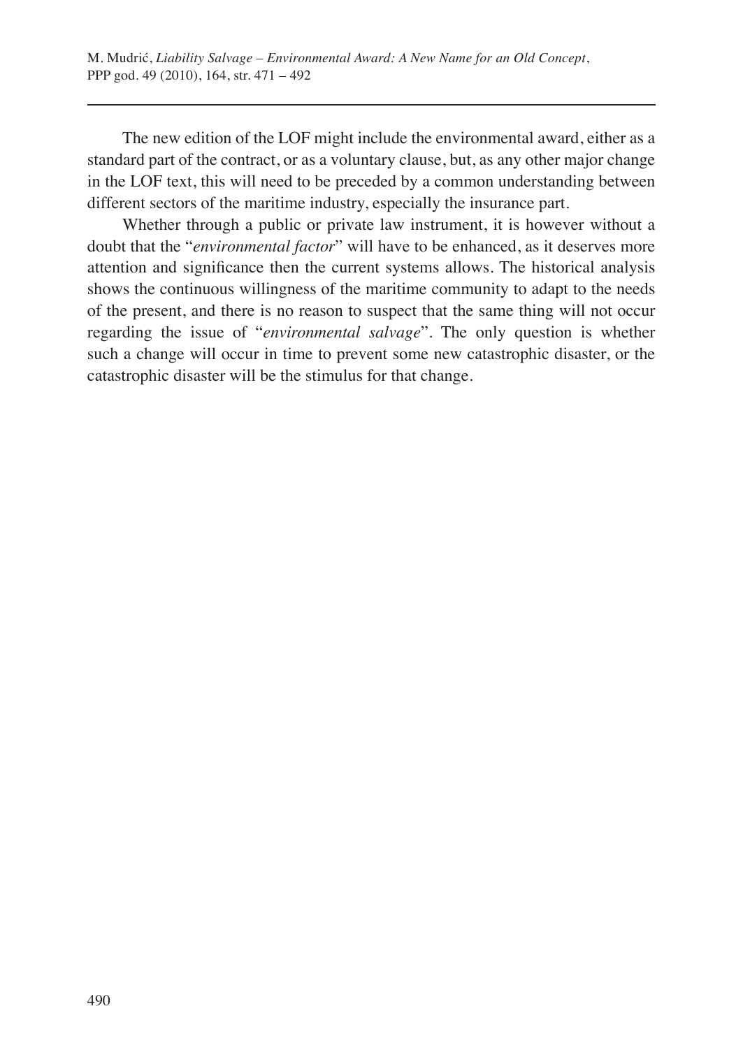The new edition of the LOF might include the environmental award, either as a standard part of the contract, or as a voluntary clause, but, as any other major change in the LOF text, this will need to be preceded by a common understanding between different sectors of the maritime industry, especially the insurance part.

Whether through a public or private law instrument, it is however without a doubt that the "*environmental factor*" will have to be enhanced, as it deserves more attention and significance then the current systems allows. The historical analysis shows the continuous willingness of the maritime community to adapt to the needs of the present, and there is no reason to suspect that the same thing will not occur regarding the issue of "*environmental salvage*". The only question is whether such a change will occur in time to prevent some new catastrophic disaster, or the catastrophic disaster will be the stimulus for that change.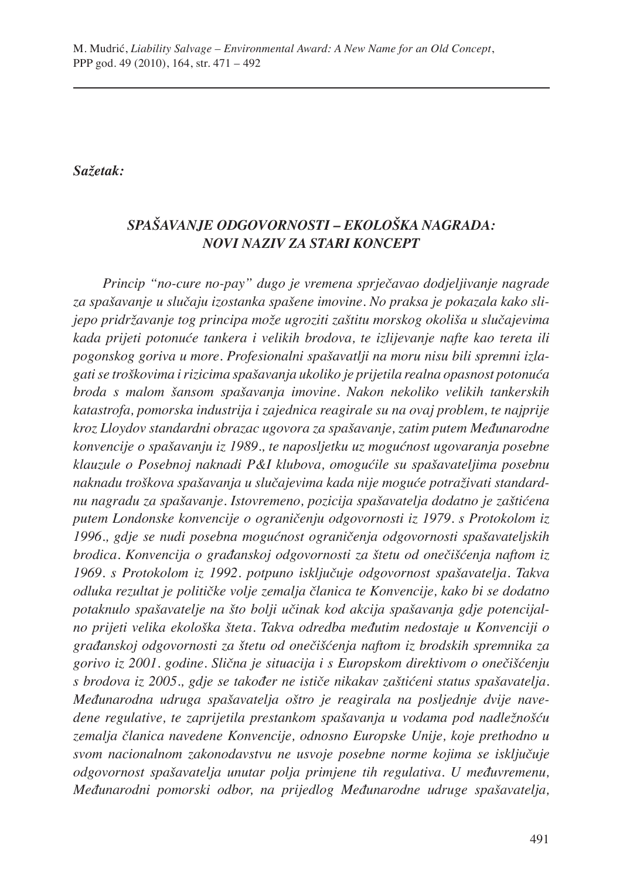*Sažetak:*

## *SPAŠAVANJE ODGOVORNOSTI – EKOLOŠKA NAGRADA: NOVI NAZIV ZA STARI KONCEPT*

*Princip "no-cure no-pay" dugo je vremena sprječavao dodjeljivanje nagrade za spašavanje u slučaju izostanka spašene imovine. No praksa je pokazala kako slijepo pridržavanje tog principa može ugroziti zaštitu morskog okoliša u slučajevima kada prijeti potonuće tankera i velikih brodova, te izlijevanje nafte kao tereta ili pogonskog goriva u more. Profesionalni spašavatlji na moru nisu bili spremni izlagati se troškovima i rizicima spašavanja ukoliko je prijetila realna opasnost potonuća broda s malom šansom spašavanja imovine. Nakon nekoliko velikih tankerskih katastrofa, pomorska industrija i zajednica reagirale su na ovaj problem, te najprije kroz Lloydov standardni obrazac ugovora za spašavanje, zatim putem Međunarodne konvencije o spašavanju iz 1989., te naposljetku uz mogućnost ugovaranja posebne klauzule o Posebnoj naknadi P&I klubova, omogućile su spašavateljima posebnu naknadu troškova spašavanja u slučajevima kada nije moguće potraživati standardnu nagradu za spašavanje. Istovremeno, pozicija spašavatelja dodatno je zaštićena putem Londonske konvencije o ograničenju odgovornosti iz 1979. s Protokolom iz 1996., gdje se nudi posebna mogućnost ograničenja odgovornosti spašavateljskih brodica. Konvencija o građanskoj odgovornosti za štetu od onečišćenja naftom iz 1969. s Protokolom iz 1992. potpuno isključuje odgovornost spašavatelja. Takva odluka rezultat je političke volje zemalja članica te Konvencije, kako bi se dodatno potaknulo spašavatelje na što bolji učinak kod akcija spašavanja gdje potencijalno prijeti velika ekološka šteta. Takva odredba međutim nedostaje u Konvenciji o građanskoj odgovornosti za štetu od onečišćenja naftom iz brodskih spremnika za gorivo iz 2001. godine. Slična je situacija i s Europskom direktivom o onečišćenju s brodova iz 2005., gdje se također ne ističe nikakav zaštićeni status spašavatelja. Međunarodna udruga spašavatelja oštro je reagirala na posljednje dvije navedene regulative, te zaprijetila prestankom spašavanja u vodama pod nadležnošću zemalja članica navedene Konvencije, odnosno Europske Unije, koje prethodno u svom nacionalnom zakonodavstvu ne usvoje posebne norme kojima se isključuje odgovornost spašavatelja unutar polja primjene tih regulativa. U međuvremenu, Međunarodni pomorski odbor, na prijedlog Međunarodne udruge spašavatelja,*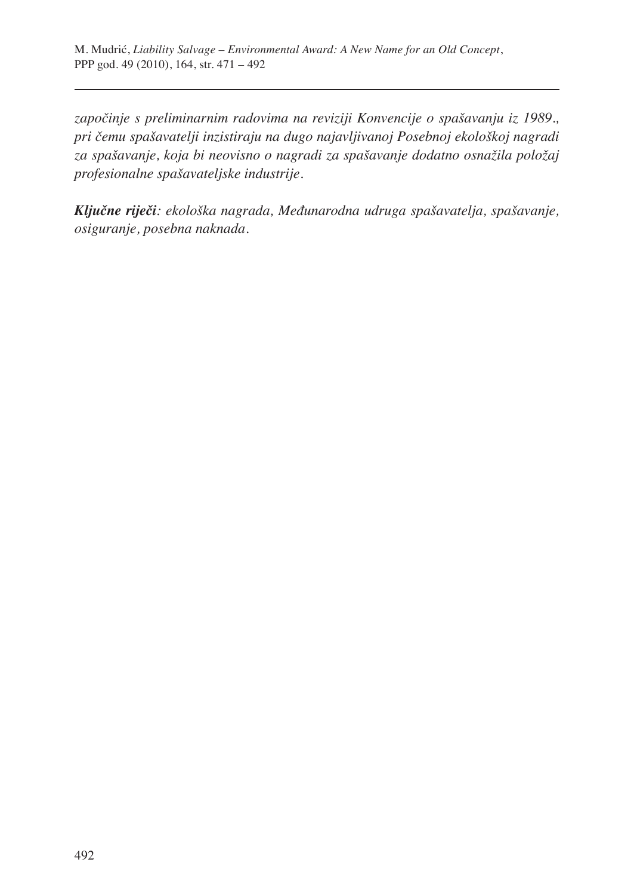*započinje s preliminarnim radovima na reviziji Konvencije o spašavanju iz 1989., pri čemu spašavatelji inzistiraju na dugo najavljivanoj Posebnoj ekološkoj nagradi za spašavanje, koja bi neovisno o nagradi za spašavanje dodatno osnažila položaj profesionalne spašavateljske industrije.*

***Ključne riječi**: ekološka nagrada, Međunarodna udruga spašavatelja, spašavanje, osiguranje, posebna naknada.*